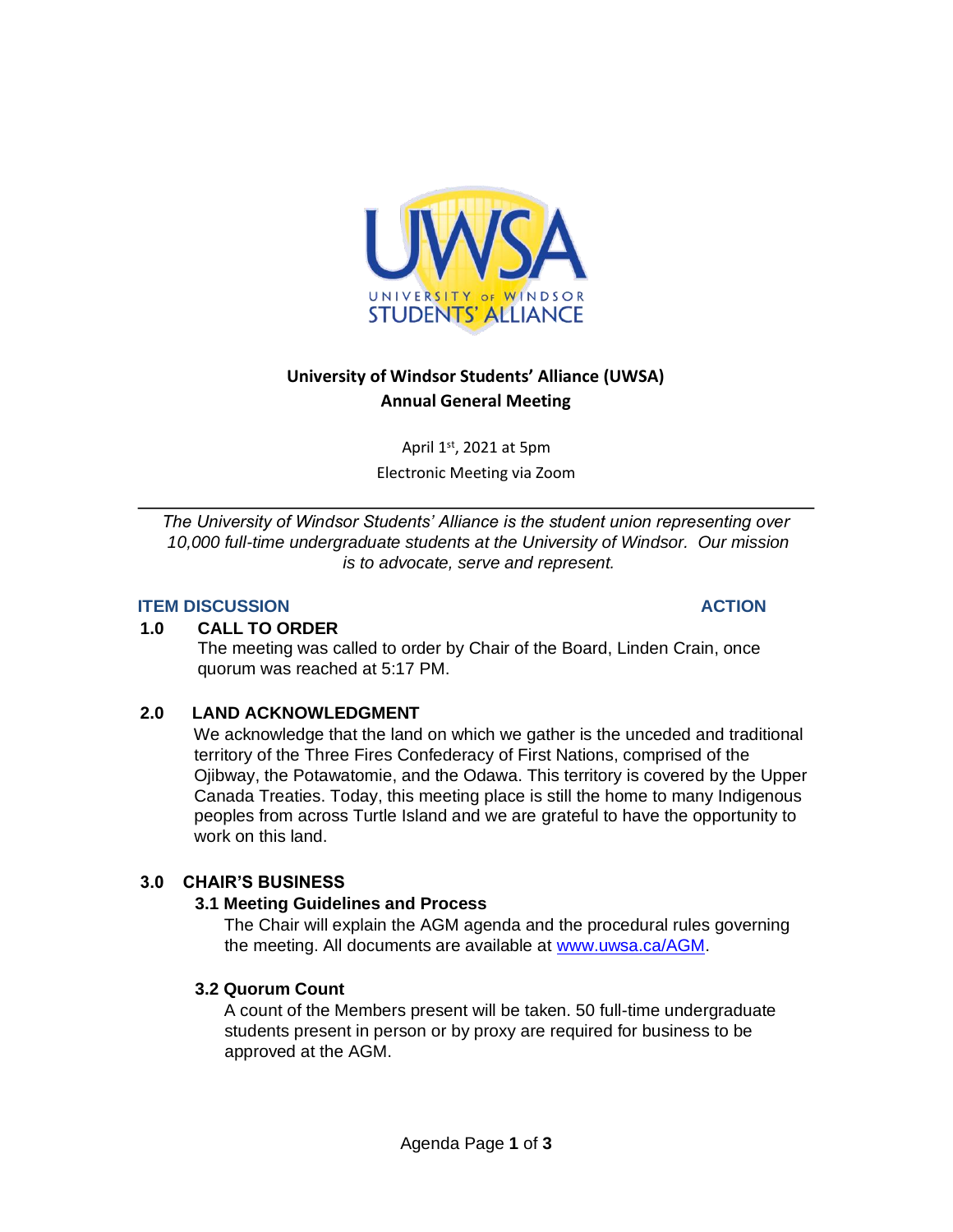**University of Windsor Students' Alliance (UWSA)**
**Annual General Meeting**

April 1st, 2021 at 5pm

Electronic Meeting via Zoom

---

*The University of Windsor Students' Alliance is the student union representing over 10,000 full-time undergraduate students at the University of Windsor. Our mission is to advocate, serve and represent.*

**ITEM DISCUSSION** **ACTION**

## 1.0 CALL TO ORDER

The meeting was called to order by Chair of the Board, Linden Crain, once quorum was reached at 5:17 PM.

## 2.0 LAND ACKNOWLEDGMENT

We acknowledge that the land on which we gather is the unceded and traditional territory of the Three Fires Confederacy of First Nations, comprised of the Ojibway, the Potawatomie, and the Odawa. This territory is covered by the Upper Canada Treaties. Today, this meeting place is still the home to many Indigenous peoples from across Turtle Island and we are grateful to have the opportunity to work on this land.

## 3.0 CHAIR'S BUSINESS

### 3.1 Meeting Guidelines and Process

The Chair will explain the AGM agenda and the procedural rules governing the meeting. All documents are available at www.uwsa.ca/AGM.

### 3.2 Quorum Count

A count of the Members present will be taken. 50 full-time undergraduate students present in person or by proxy are required for business to be approved at the AGM.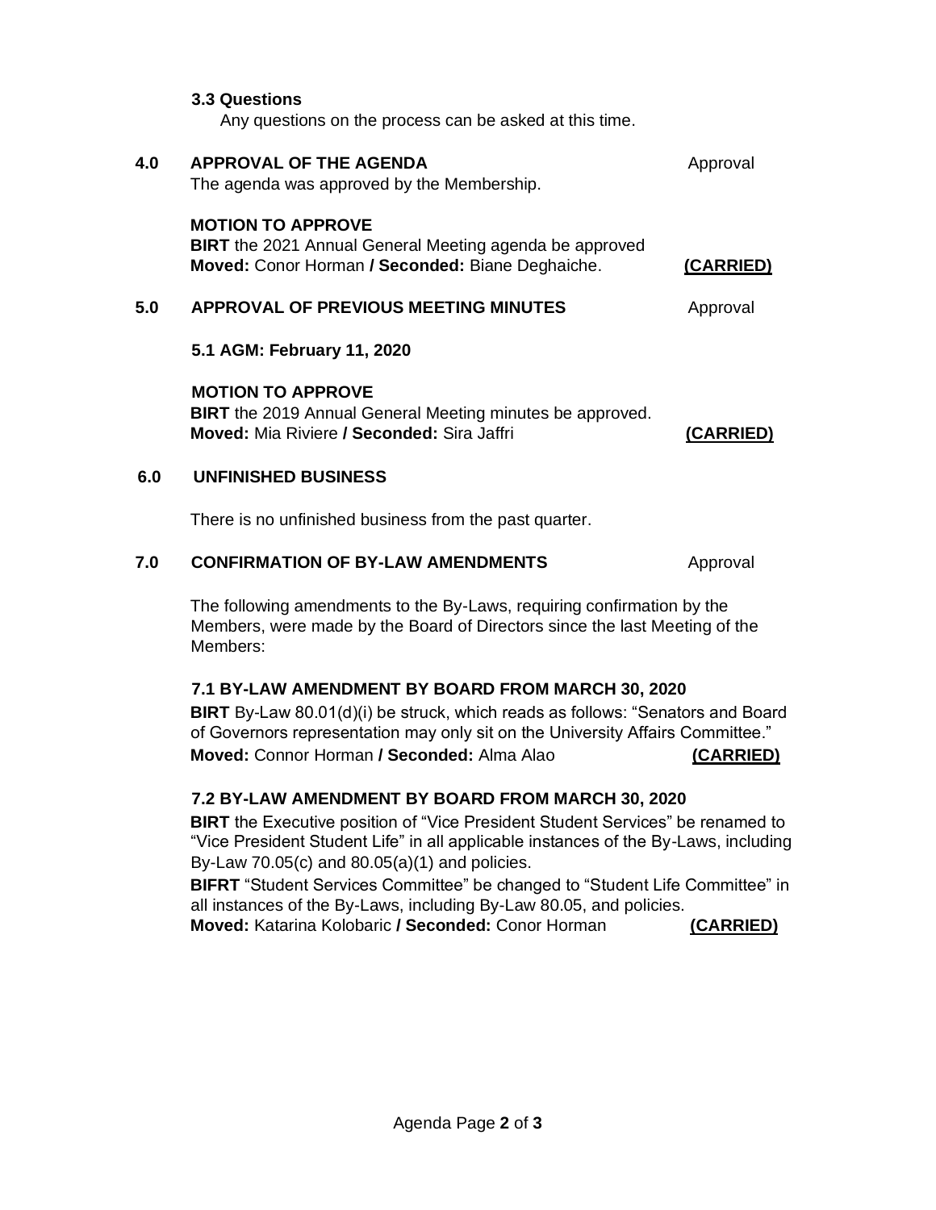### 3.3 Questions

Any questions on the process can be asked at this time.

## 4.0 APPROVAL OF THE AGENDA — Approval

The agenda was approved by the Membership.

**MOTION TO APPROVE**
**BIRT** the 2021 Annual General Meeting agenda be approved
**Moved:** Conor Horman **/ Seconded:** Biane Deghaiche. **(CARRIED)**

## 5.0 APPROVAL OF PREVIOUS MEETING MINUTES — Approval

### 5.1 AGM: February 11, 2020

**MOTION TO APPROVE**
**BIRT** the 2019 Annual General Meeting minutes be approved.
**Moved:** Mia Riviere **/ Seconded:** Sira Jaffri **(CARRIED)**

## 6.0 UNFINISHED BUSINESS

There is no unfinished business from the past quarter.

## 7.0 CONFIRMATION OF BY-LAW AMENDMENTS — Approval

The following amendments to the By-Laws, requiring confirmation by the Members, were made by the Board of Directors since the last Meeting of the Members:

### 7.1 BY-LAW AMENDMENT BY BOARD FROM MARCH 30, 2020

**BIRT** By-Law 80.01(d)(i) be struck, which reads as follows: "Senators and Board of Governors representation may only sit on the University Affairs Committee."
**Moved:** Connor Horman **/ Seconded:** Alma Alao **(CARRIED)**

### 7.2 BY-LAW AMENDMENT BY BOARD FROM MARCH 30, 2020

**BIRT** the Executive position of "Vice President Student Services" be renamed to "Vice President Student Life" in all applicable instances of the By-Laws, including By-Law 70.05(c) and 80.05(a)(1) and policies.

**BIFRT** "Student Services Committee" be changed to "Student Life Committee" in all instances of the By-Laws, including By-Law 80.05, and policies.
**Moved:** Katarina Kolobaric **/ Seconded:** Conor Horman **(CARRIED)**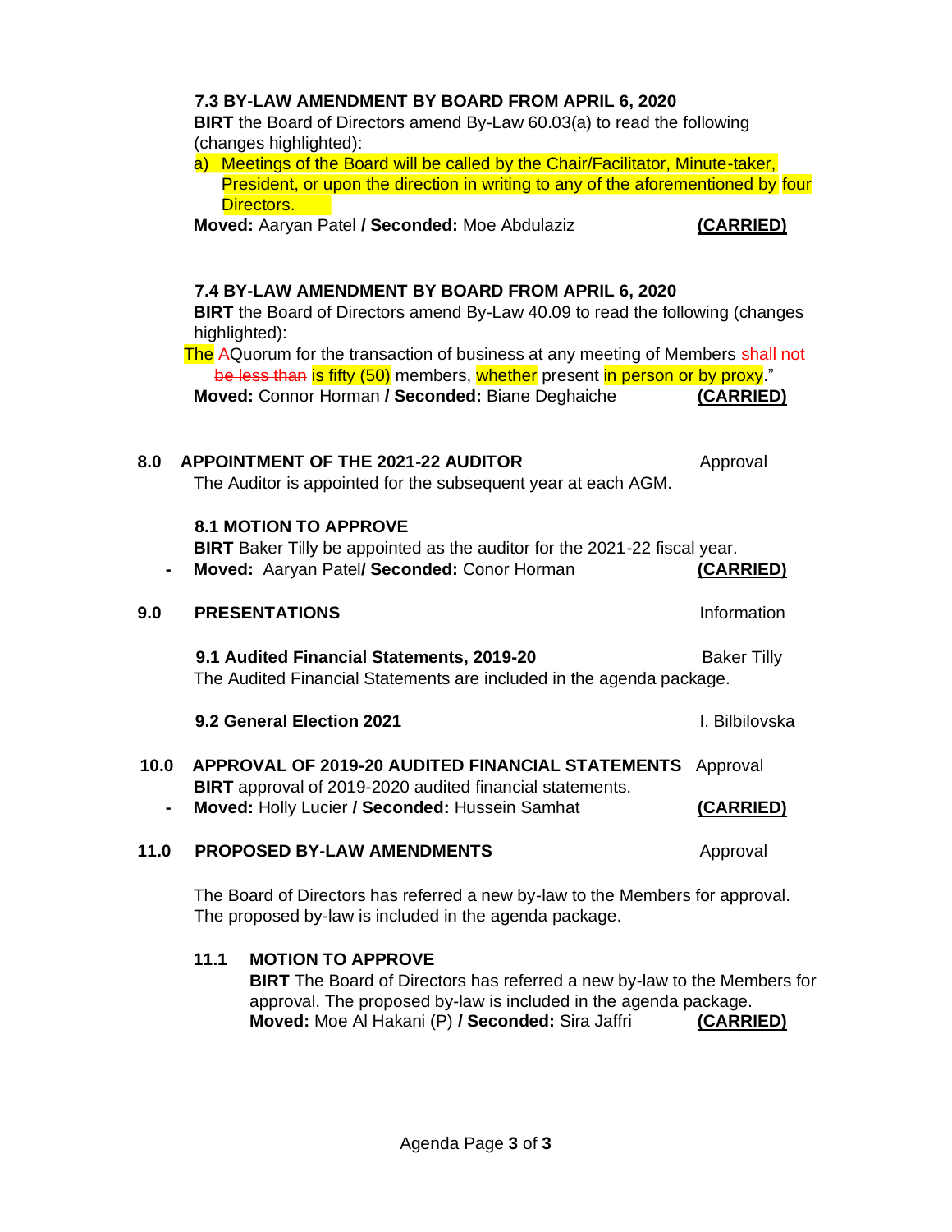### 7.3 BY-LAW AMENDMENT BY BOARD FROM APRIL 6, 2020

**BIRT** the Board of Directors amend By-Law 60.03(a) to read the following (changes highlighted):

a) Meetings of the Board will be called by the Chair/Facilitator, Minute-taker, President, or upon the direction in writing to any of the aforementioned by four Directors.

**Moved:** Aaryan Patel **/ Seconded:** Moe Abdulaziz **(CARRIED)**

### 7.4 BY-LAW AMENDMENT BY BOARD FROM APRIL 6, 2020

**BIRT** the Board of Directors amend By-Law 40.09 to read the following (changes highlighted):

The ~~A~~Quorum for the transaction of business at any meeting of Members ~~shall not be less than~~ is fifty (50) members, whether present in person or by proxy."

**Moved:** Connor Horman **/ Seconded:** Biane Deghaiche **(CARRIED)**

## 8.0 APPOINTMENT OF THE 2021-22 AUDITOR — Approval

The Auditor is appointed for the subsequent year at each AGM.

### 8.1 MOTION TO APPROVE

**BIRT** Baker Tilly be appointed as the auditor for the 2021-22 fiscal year.

- **Moved:** Aaryan Patel**/ Seconded:** Conor Horman **(CARRIED)**

## 9.0 PRESENTATIONS — Information

### 9.1 Audited Financial Statements, 2019-20 — Baker Tilly

The Audited Financial Statements are included in the agenda package.

### 9.2 General Election 2021 — I. Bilbilovska

## 10.0 APPROVAL OF 2019-20 AUDITED FINANCIAL STATEMENTS — Approval

**BIRT** approval of 2019-2020 audited financial statements.

- **Moved:** Holly Lucier **/ Seconded:** Hussein Samhat **(CARRIED)**

## 11.0 PROPOSED BY-LAW AMENDMENTS — Approval

The Board of Directors has referred a new by-law to the Members for approval. The proposed by-law is included in the agenda package.

### 11.1 MOTION TO APPROVE

**BIRT** The Board of Directors has referred a new by-law to the Members for approval. The proposed by-law is included in the agenda package.

**Moved:** Moe Al Hakani (P) **/ Seconded:** Sira Jaffri **(CARRIED)**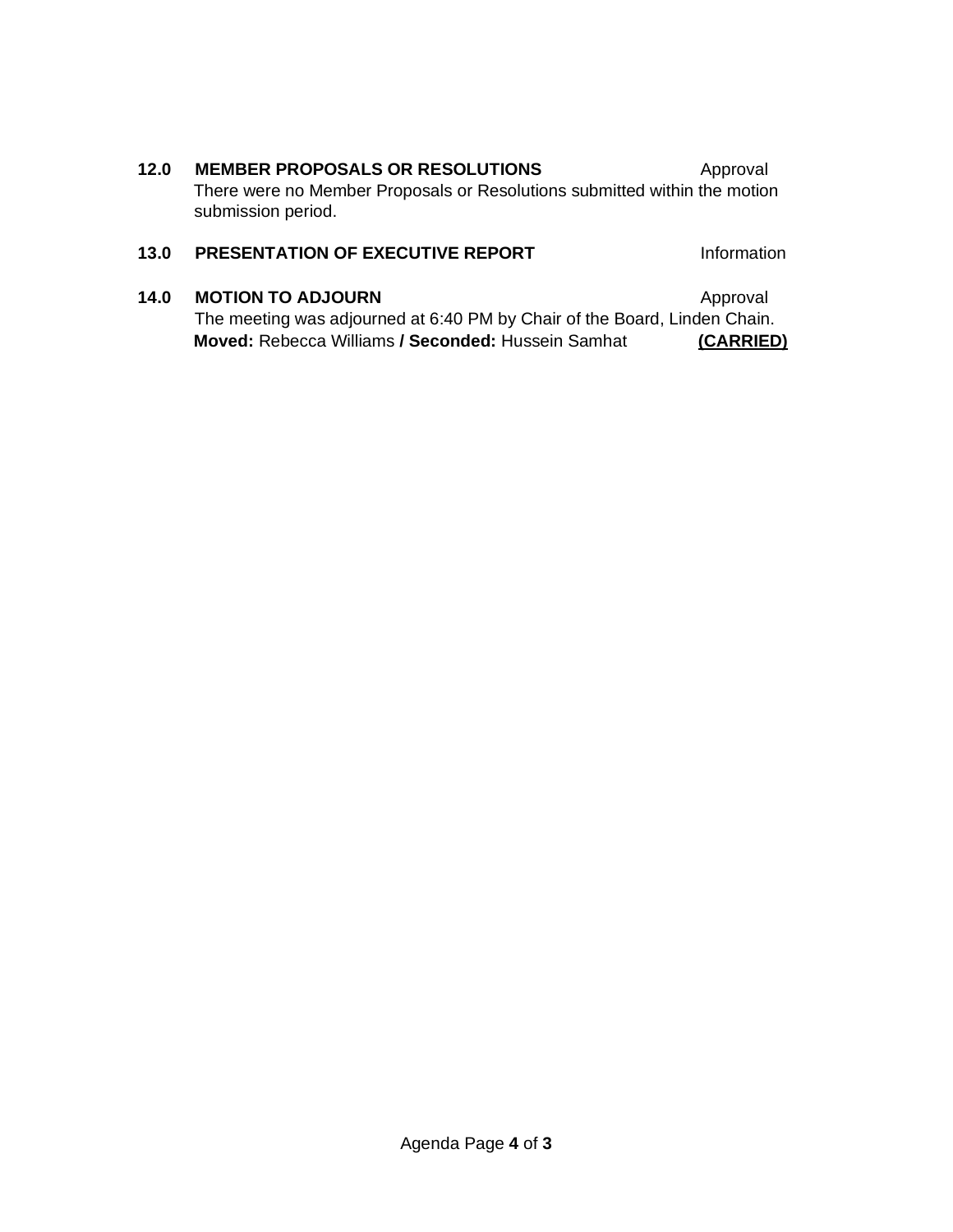**12.0 MEMBER PROPOSALS OR RESOLUTIONS** Approval

There were no Member Proposals or Resolutions submitted within the motion submission period.

**13.0 PRESENTATION OF EXECUTIVE REPORT** Information

**14.0 MOTION TO ADJOURN** Approval

The meeting was adjourned at 6:40 PM by Chair of the Board, Linden Chain.

**Moved:** Rebecca Williams **/ Seconded:** Hussein Samhat **(CARRIED)**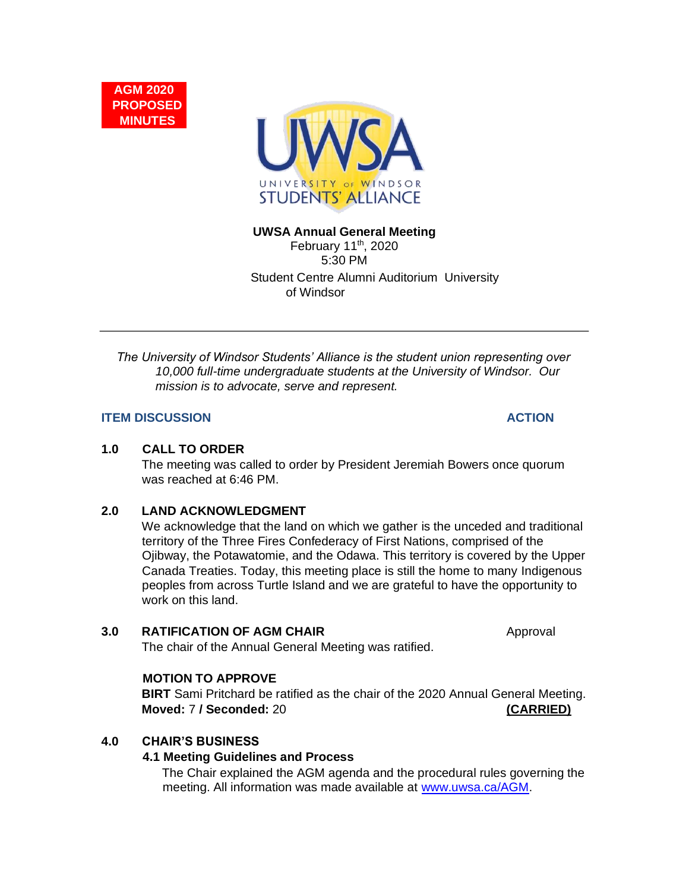**AGM 2020 PROPOSED MINUTES**

**UWSA Annual General Meeting**
February 11th, 2020
5:30 PM
Student Centre Alumni Auditorium University of Windsor

---

*The University of Windsor Students' Alliance is the student union representing over 10,000 full-time undergraduate students at the University of Windsor. Our mission is to advocate, serve and represent.*

| ITEM DISCUSSION | ACTION |
|---|---|

**1.0 CALL TO ORDER**

The meeting was called to order by President Jeremiah Bowers once quorum was reached at 6:46 PM.

**2.0 LAND ACKNOWLEDGMENT**

We acknowledge that the land on which we gather is the unceded and traditional territory of the Three Fires Confederacy of First Nations, comprised of the Ojibway, the Potawatomie, and the Odawa. This territory is covered by the Upper Canada Treaties. Today, this meeting place is still the home to many Indigenous peoples from across Turtle Island and we are grateful to have the opportunity to work on this land.

**3.0 RATIFICATION OF AGM CHAIR** — Approval

The chair of the Annual General Meeting was ratified.

**MOTION TO APPROVE**

**BIRT** Sami Pritchard be ratified as the chair of the 2020 Annual General Meeting.
**Moved:** 7 **/ Seconded:** 20 **(CARRIED)**

**4.0 CHAIR'S BUSINESS**

**4.1 Meeting Guidelines and Process**

The Chair explained the AGM agenda and the procedural rules governing the meeting. All information was made available at www.uwsa.ca/AGM.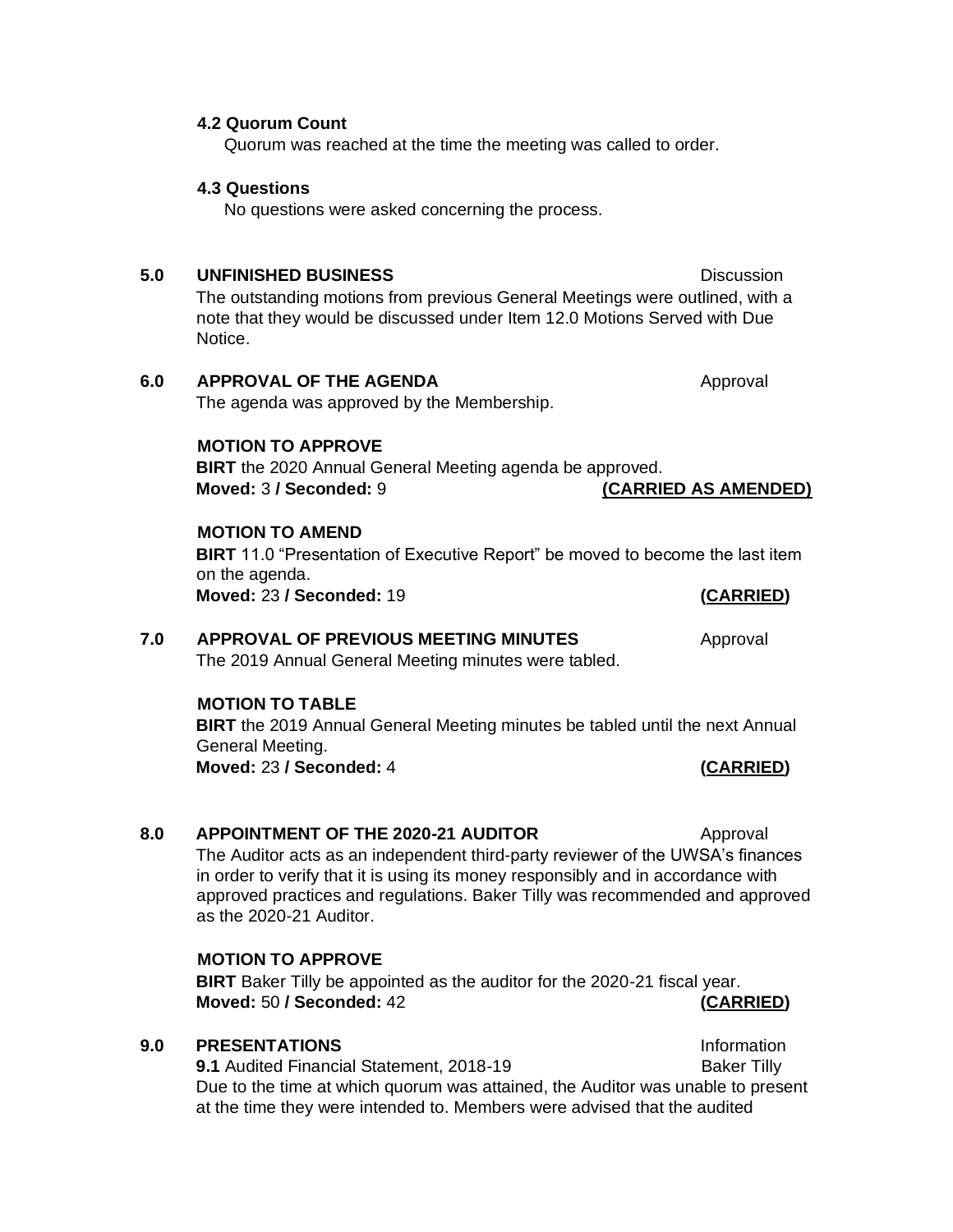### 4.2 Quorum Count

Quorum was reached at the time the meeting was called to order.

### 4.3 Questions

No questions were asked concerning the process.

## 5.0 UNFINISHED BUSINESS — Discussion

The outstanding motions from previous General Meetings were outlined, with a note that they would be discussed under Item 12.0 Motions Served with Due Notice.

## 6.0 APPROVAL OF THE AGENDA — Approval

The agenda was approved by the Membership.

**MOTION TO APPROVE**

**BIRT** the 2020 Annual General Meeting agenda be approved.
**Moved:** 3 **/ Seconded:** 9 **(CARRIED AS AMENDED)**

**MOTION TO AMEND**

**BIRT** 11.0 "Presentation of Executive Report" be moved to become the last item on the agenda.
**Moved:** 23 **/ Seconded:** 19 **(CARRIED)**

## 7.0 APPROVAL OF PREVIOUS MEETING MINUTES — Approval

The 2019 Annual General Meeting minutes were tabled.

**MOTION TO TABLE**

**BIRT** the 2019 Annual General Meeting minutes be tabled until the next Annual General Meeting.
**Moved:** 23 **/ Seconded:** 4 **(CARRIED)**

## 8.0 APPOINTMENT OF THE 2020-21 AUDITOR — Approval

The Auditor acts as an independent third-party reviewer of the UWSA's finances in order to verify that it is using its money responsibly and in accordance with approved practices and regulations. Baker Tilly was recommended and approved as the 2020-21 Auditor.

**MOTION TO APPROVE**

**BIRT** Baker Tilly be appointed as the auditor for the 2020-21 fiscal year.
**Moved:** 50 **/ Seconded:** 42 **(CARRIED)**

## 9.0 PRESENTATIONS — Information

**9.1** Audited Financial Statement, 2018-19 — Baker Tilly

Due to the time at which quorum was attained, the Auditor was unable to present at the time they were intended to. Members were advised that the audited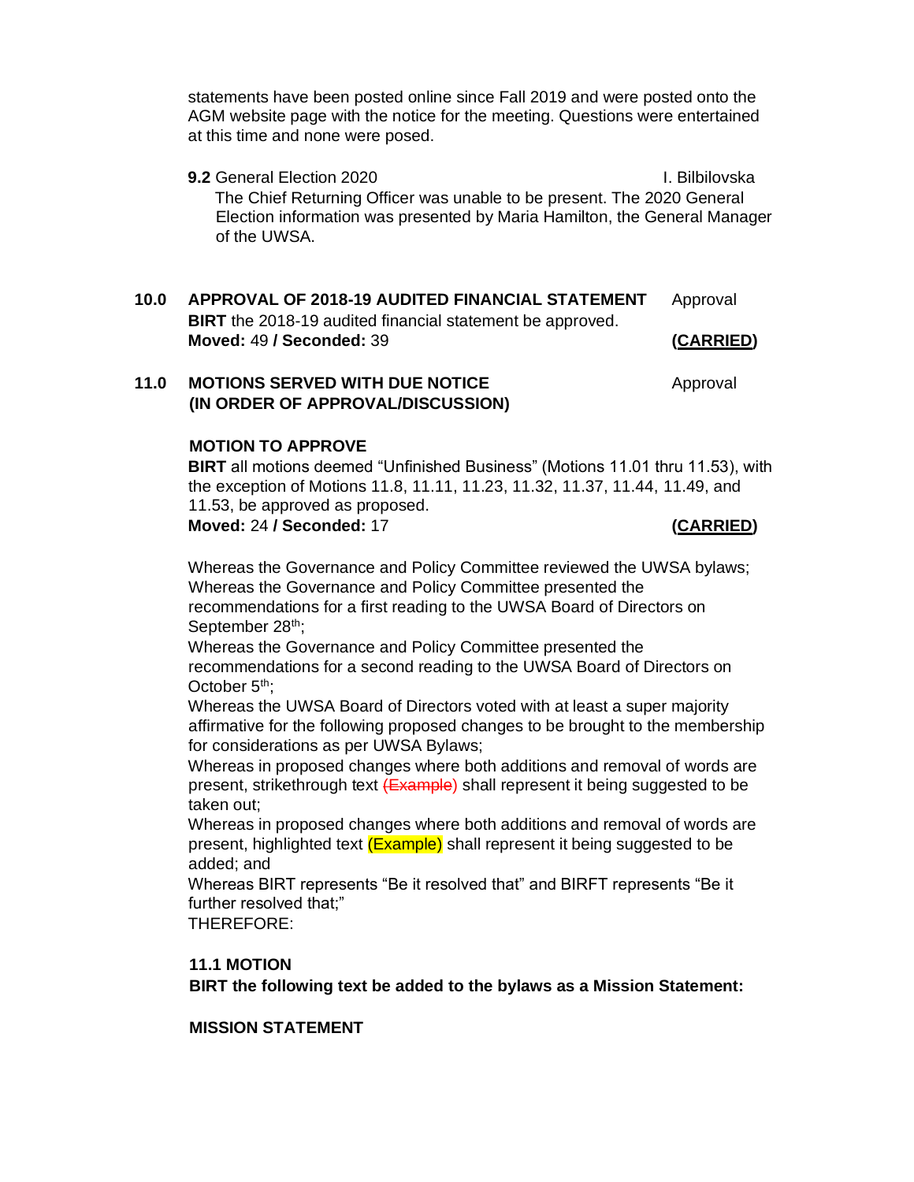statements have been posted online since Fall 2019 and were posted onto the AGM website page with the notice for the meeting. Questions were entertained at this time and none were posed.

**9.2** General Election 2020 I. Bilbilovska

The Chief Returning Officer was unable to be present. The 2020 General Election information was presented by Maria Hamilton, the General Manager of the UWSA.

## 10.0 APPROVAL OF 2018-19 AUDITED FINANCIAL STATEMENT — Approval

**BIRT** the 2018-19 audited financial statement be approved.

**Moved:** 49 **/ Seconded:** 39 **(CARRIED)**

## 11.0 MOTIONS SERVED WITH DUE NOTICE (IN ORDER OF APPROVAL/DISCUSSION) — Approval

**MOTION TO APPROVE**

**BIRT** all motions deemed "Unfinished Business" (Motions 11.01 thru 11.53), with the exception of Motions 11.8, 11.11, 11.23, 11.32, 11.37, 11.44, 11.49, and 11.53, be approved as proposed.

**Moved:** 24 **/ Seconded:** 17 **(CARRIED)**

Whereas the Governance and Policy Committee reviewed the UWSA bylaws;
Whereas the Governance and Policy Committee presented the recommendations for a first reading to the UWSA Board of Directors on September 28th;
Whereas the Governance and Policy Committee presented the recommendations for a second reading to the UWSA Board of Directors on October 5th;
Whereas the UWSA Board of Directors voted with at least a super majority affirmative for the following proposed changes to be brought to the membership for considerations as per UWSA Bylaws;
Whereas in proposed changes where both additions and removal of words are present, strikethrough text ~~(Example)~~ shall represent it being suggested to be taken out;
Whereas in proposed changes where both additions and removal of words are present, highlighted text (Example) shall represent it being suggested to be added; and
Whereas BIRT represents "Be it resolved that" and BIRFT represents "Be it further resolved that;"
THEREFORE:

**11.1 MOTION**

**BIRT the following text be added to the bylaws as a Mission Statement:**

**MISSION STATEMENT**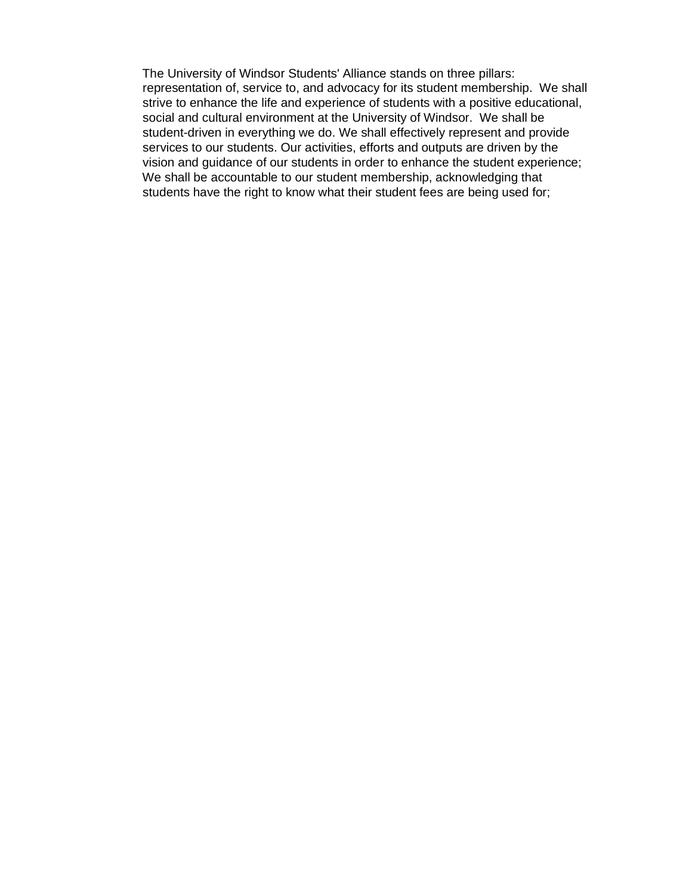The University of Windsor Students' Alliance stands on three pillars: representation of, service to, and advocacy for its student membership. We shall strive to enhance the life and experience of students with a positive educational, social and cultural environment at the University of Windsor. We shall be student-driven in everything we do. We shall effectively represent and provide services to our students. Our activities, efforts and outputs are driven by the vision and guidance of our students in order to enhance the student experience; We shall be accountable to our student membership, acknowledging that students have the right to know what their student fees are being used for;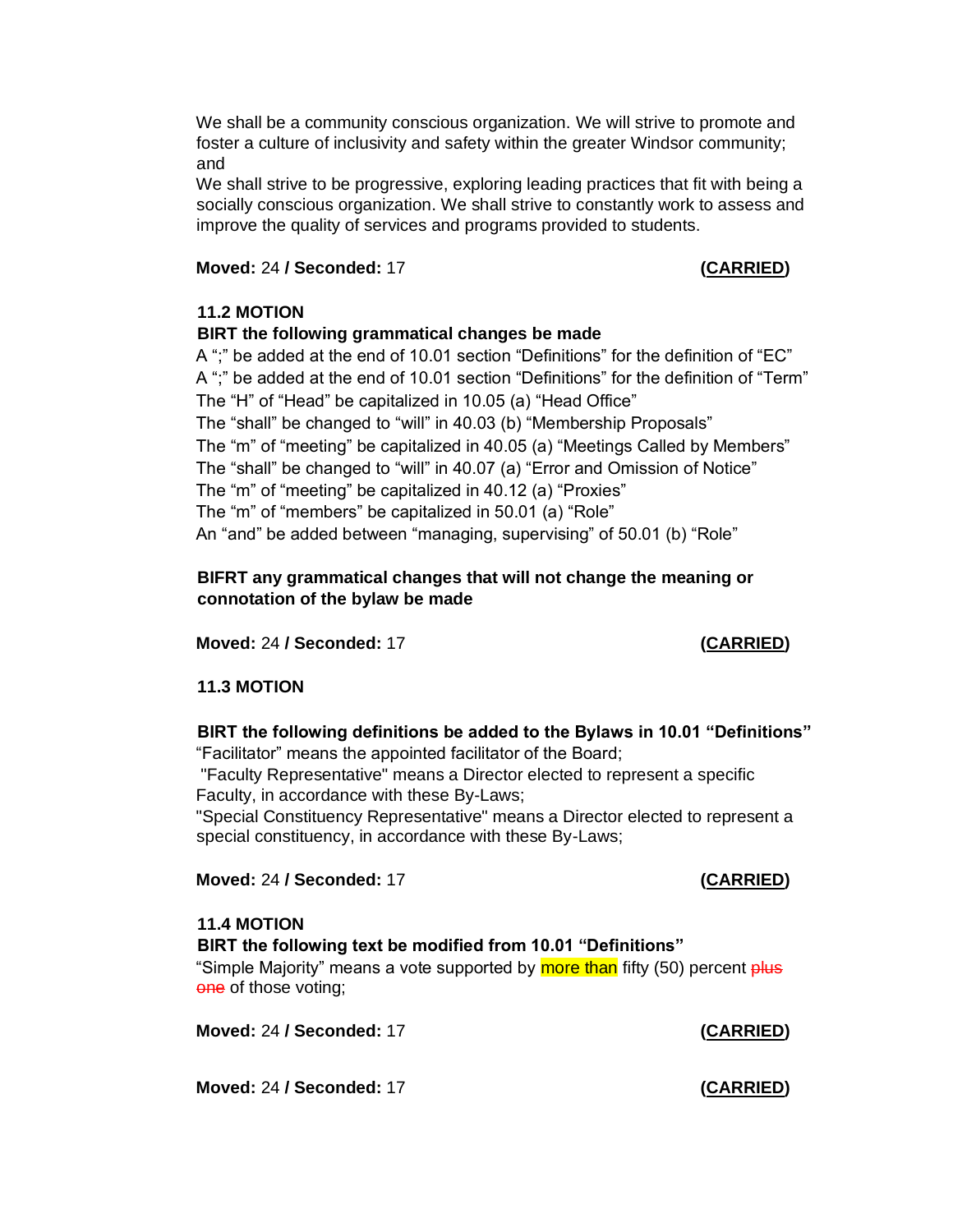We shall be a community conscious organization. We will strive to promote and foster a culture of inclusivity and safety within the greater Windsor community; and
We shall strive to be progressive, exploring leading practices that fit with being a socially conscious organization. We shall strive to constantly work to assess and improve the quality of services and programs provided to students.

**Moved:** 24 **/ Seconded:** 17 **(CARRIED)**

### 11.2 MOTION

**BIRT the following grammatical changes be made**

A ";" be added at the end of 10.01 section "Definitions" for the definition of "EC"
A ";" be added at the end of 10.01 section "Definitions" for the definition of "Term"
The "H" of "Head" be capitalized in 10.05 (a) "Head Office"
The "shall" be changed to "will" in 40.03 (b) "Membership Proposals"
The "m" of "meeting" be capitalized in 40.05 (a) "Meetings Called by Members"
The "shall" be changed to "will" in 40.07 (a) "Error and Omission of Notice"
The "m" of "meeting" be capitalized in 40.12 (a) "Proxies"
The "m" of "members" be capitalized in 50.01 (a) "Role"
An "and" be added between "managing, supervising" of 50.01 (b) "Role"

**BIFRT any grammatical changes that will not change the meaning or connotation of the bylaw be made**

**Moved:** 24 **/ Seconded:** 17 **(CARRIED)**

### 11.3 MOTION

**BIRT the following definitions be added to the Bylaws in 10.01 "Definitions"**

"Facilitator" means the appointed facilitator of the Board;
"Faculty Representative" means a Director elected to represent a specific Faculty, in accordance with these By-Laws;
"Special Constituency Representative" means a Director elected to represent a special constituency, in accordance with these By-Laws;

**Moved:** 24 **/ Seconded:** 17 **(CARRIED)**

### 11.4 MOTION

**BIRT the following text be modified from 10.01 "Definitions"**

"Simple Majority" means a vote supported by more than fifty (50) percent ~~plus one~~ of those voting;

**Moved:** 24 **/ Seconded:** 17 **(CARRIED)**

**Moved:** 24 **/ Seconded:** 17 **(CARRIED)**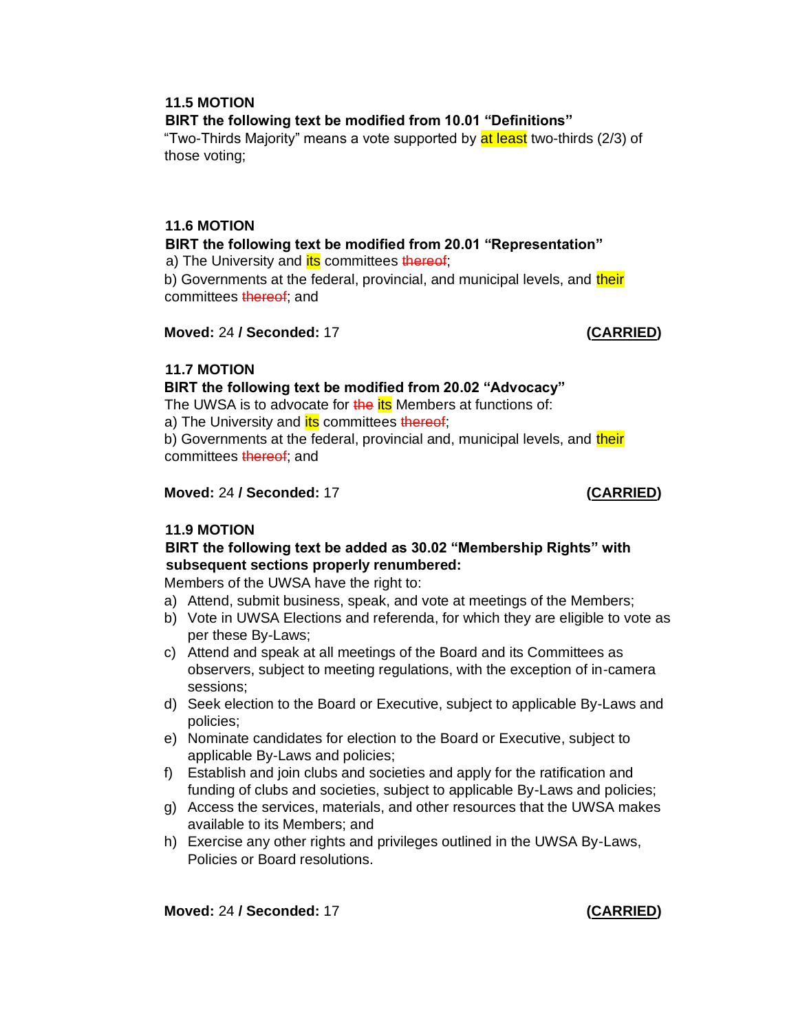**11.5 MOTION**

**BIRT the following text be modified from 10.01 "Definitions"**

"Two-Thirds Majority" means a vote supported by at least two-thirds (2/3) of those voting;

**11.6 MOTION**

**BIRT the following text be modified from 20.01 "Representation"**

a) The University and its committees ~~thereof~~;

b) Governments at the federal, provincial, and municipal levels, and their committees ~~thereof~~; and

**Moved:** 24 **/ Seconded:** 17 **(CARRIED)**

**11.7 MOTION**

**BIRT the following text be modified from 20.02 "Advocacy"**

The UWSA is to advocate for ~~the~~ its Members at functions of:

a) The University and its committees ~~thereof~~;

b) Governments at the federal, provincial and, municipal levels, and their committees ~~thereof~~; and

**Moved:** 24 **/ Seconded:** 17 **(CARRIED)**

**11.9 MOTION**

**BIRT the following text be added as 30.02 "Membership Rights" with subsequent sections properly renumbered:**

Members of the UWSA have the right to:

a) Attend, submit business, speak, and vote at meetings of the Members;
b) Vote in UWSA Elections and referenda, for which they are eligible to vote as per these By-Laws;
c) Attend and speak at all meetings of the Board and its Committees as observers, subject to meeting regulations, with the exception of in-camera sessions;
d) Seek election to the Board or Executive, subject to applicable By-Laws and policies;
e) Nominate candidates for election to the Board or Executive, subject to applicable By-Laws and policies;
f) Establish and join clubs and societies and apply for the ratification and funding of clubs and societies, subject to applicable By-Laws and policies;
g) Access the services, materials, and other resources that the UWSA makes available to its Members; and
h) Exercise any other rights and privileges outlined in the UWSA By-Laws, Policies or Board resolutions.

**Moved:** 24 **/ Seconded:** 17 **(CARRIED)**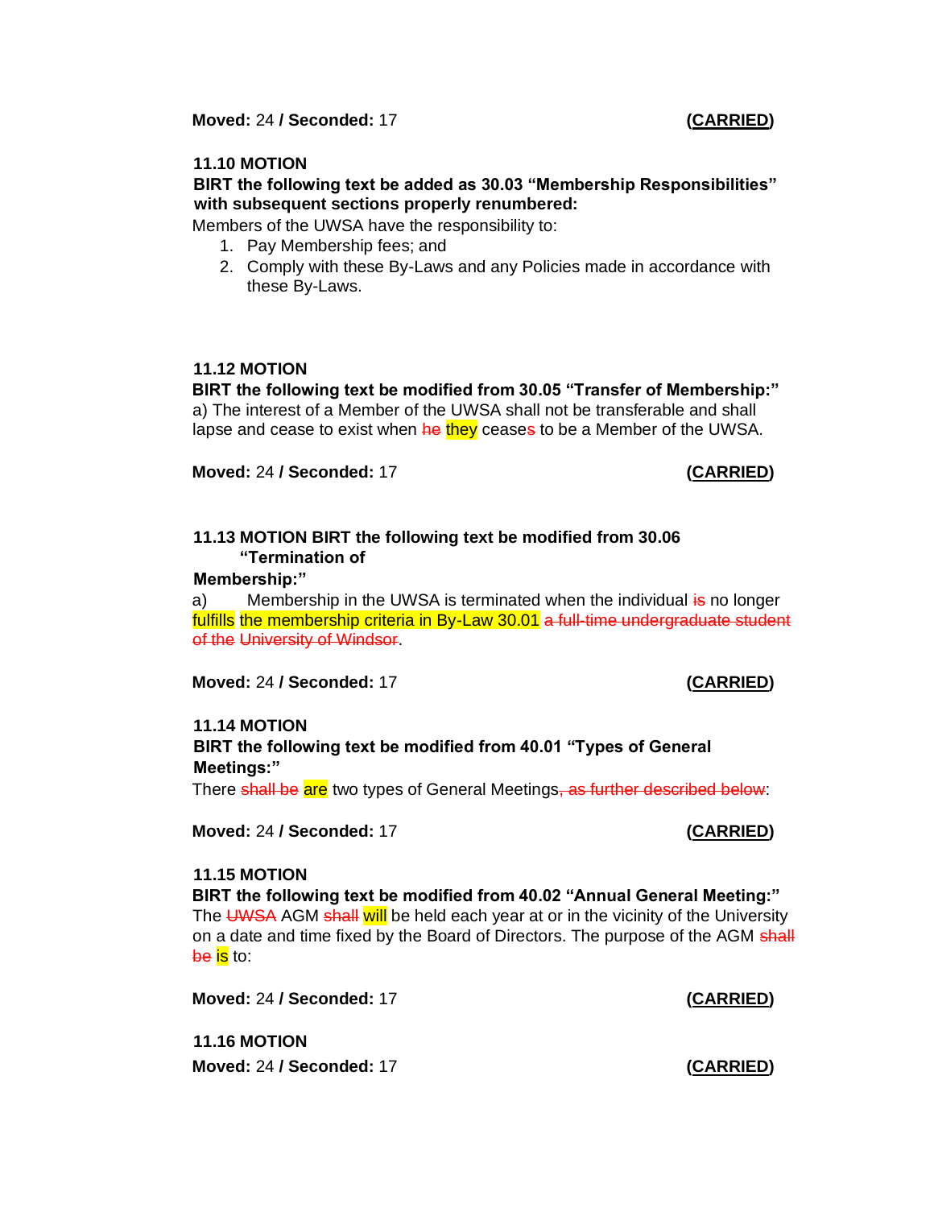**Moved:** 24 **/ Seconded:** 17 **(CARRIED)**

**11.10 MOTION**

**BIRT the following text be added as 30.03 "Membership Responsibilities" with subsequent sections properly renumbered:**

Members of the UWSA have the responsibility to:

1. Pay Membership fees; and
2. Comply with these By-Laws and any Policies made in accordance with these By-Laws.

**11.12 MOTION**

**BIRT the following text be modified from 30.05 "Transfer of Membership:"**

a) The interest of a Member of the UWSA shall not be transferable and shall lapse and cease to exist when ~~he~~ they cease~~s~~ to be a Member of the UWSA.

**Moved:** 24 **/ Seconded:** 17 **(CARRIED)**

**11.13 MOTION BIRT the following text be modified from 30.06 "Termination of Membership:"**

a) Membership in the UWSA is terminated when the individual ~~is~~ no longer fulfills the membership criteria in By-Law 30.01 ~~a full-time undergraduate student of the University of Windsor~~.

**Moved:** 24 **/ Seconded:** 17 **(CARRIED)**

**11.14 MOTION**

**BIRT the following text be modified from 40.01 "Types of General Meetings:"**

There ~~shall be~~ are two types of General Meetings~~, as further described below~~:

**Moved:** 24 **/ Seconded:** 17 **(CARRIED)**

**11.15 MOTION**

**BIRT the following text be modified from 40.02 "Annual General Meeting:"**

The ~~UWSA~~ AGM ~~shall~~ will be held each year at or in the vicinity of the University on a date and time fixed by the Board of Directors. The purpose of the AGM ~~shall be~~ is to:

**Moved:** 24 **/ Seconded:** 17 **(CARRIED)**

**11.16 MOTION**

**Moved:** 24 **/ Seconded:** 17 **(CARRIED)**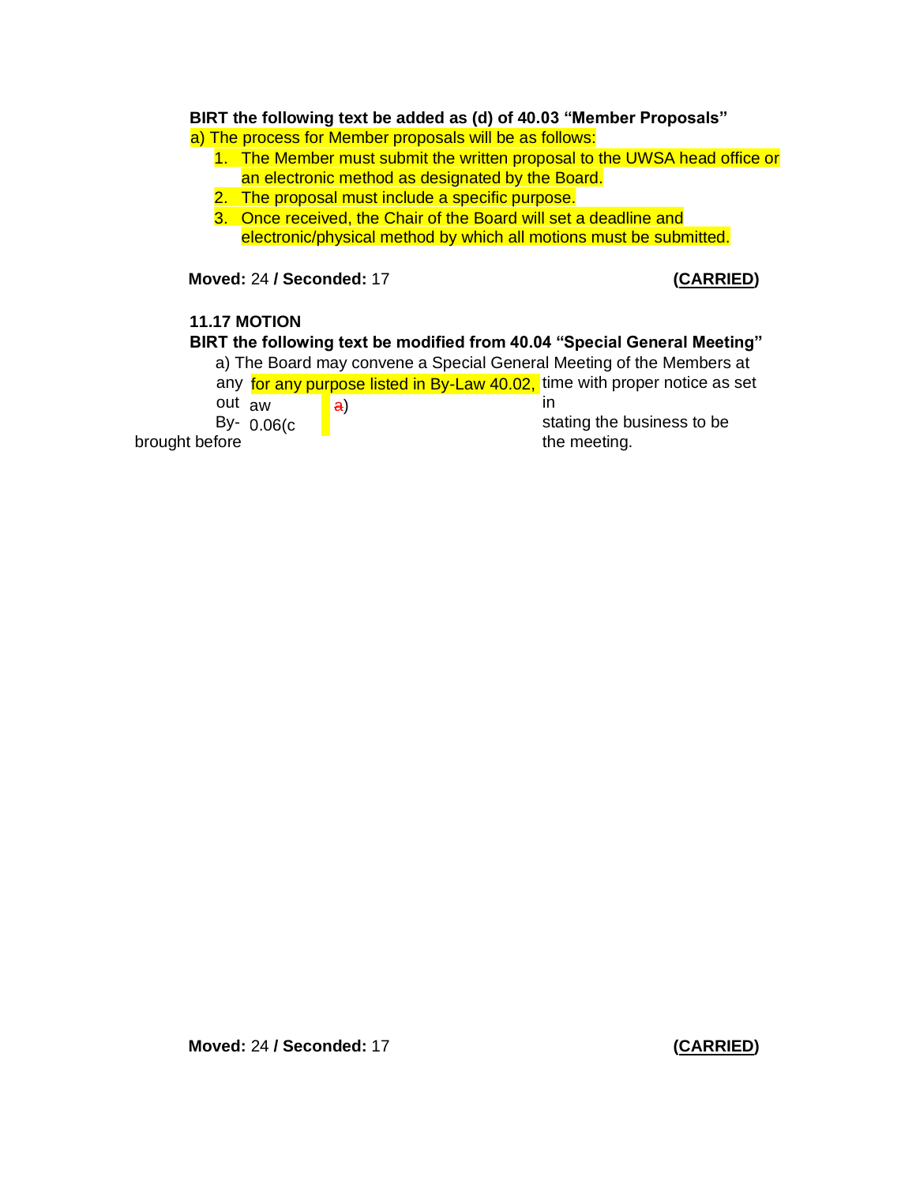**BIRT the following text be added as (d) of 40.03 "Member Proposals"**

a) The process for Member proposals will be as follows:

1. The Member must submit the written proposal to the UWSA head office or an electronic method as designated by the Board.
2. The proposal must include a specific purpose.
3. Once received, the Chair of the Board will set a deadline and electronic/physical method by which all motions must be submitted.

**Moved:** 24 **/ Seconded:** 17 **(CARRIED)**

**11.17 MOTION**

**BIRT the following text be modified from 40.04 "Special General Meeting"**

a) The Board may convene a Special General Meeting of the Members at any for any purpose listed in By-Law 40.02, time with proper notice as set out in By-Law 0.06(c a) stating the business to be brought before the meeting.

**Moved:** 24 **/ Seconded:** 17 **(CARRIED)**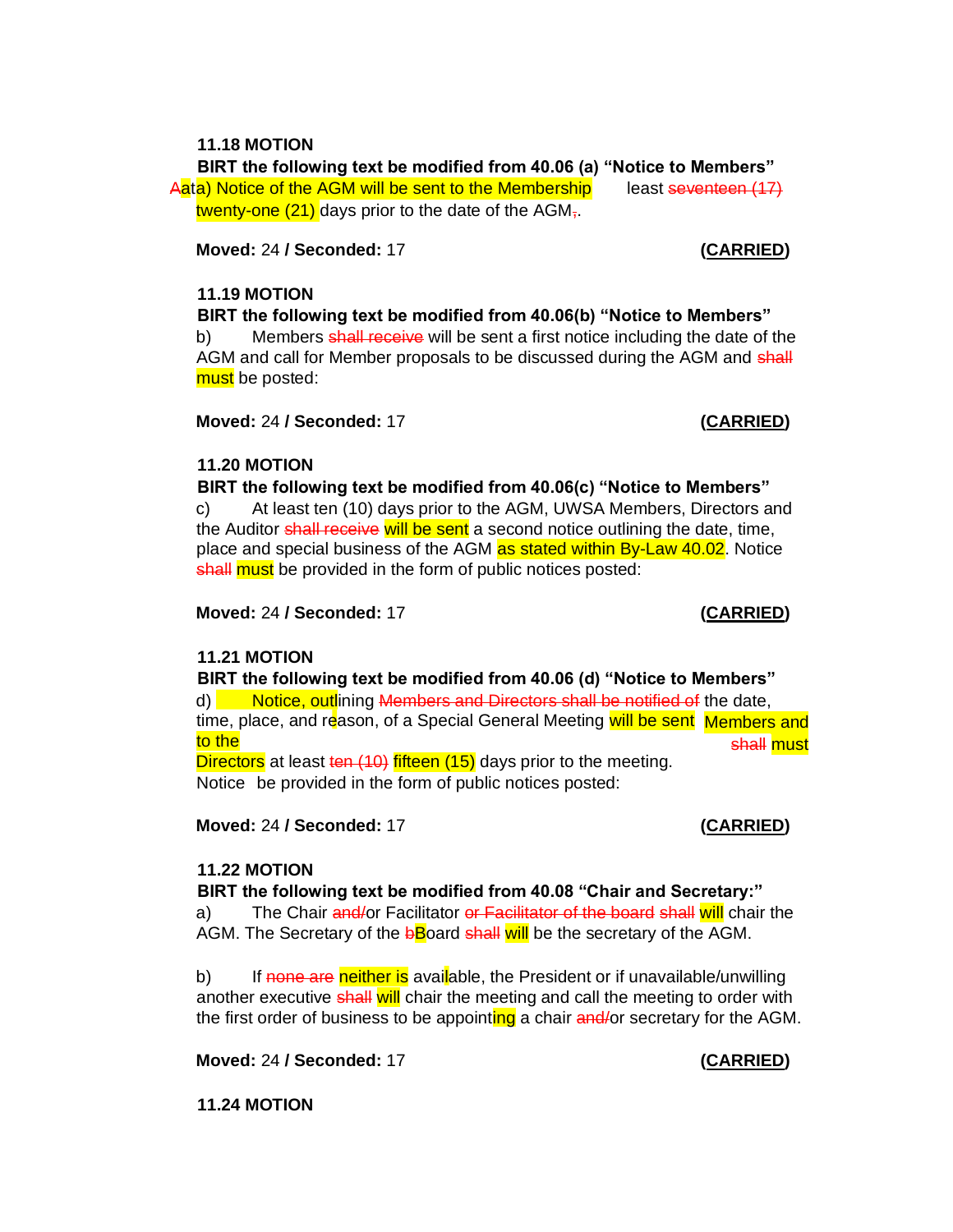**11.18 MOTION**

**BIRT the following text be modified from 40.06 (a) "Notice to Members"**

~~A~~ata) Notice of the AGM will be sent to the Membership least ~~seventeen (17)~~ twenty-one (21) days prior to the date of the AGM~~,~~.

**Moved:** 24 **/ Seconded:** 17 **(CARRIED)**

**11.19 MOTION**

**BIRT the following text be modified from 40.06(b) "Notice to Members"**

b) Members ~~shall receive~~ will be sent a first notice including the date of the AGM and call for Member proposals to be discussed during the AGM and ~~shall~~ must be posted:

**Moved:** 24 **/ Seconded:** 17 **(CARRIED)**

**11.20 MOTION**

**BIRT the following text be modified from 40.06(c) "Notice to Members"**

c) At least ten (10) days prior to the AGM, UWSA Members, Directors and the Auditor ~~shall receive~~ will be sent a second notice outlining the date, time, place and special business of the AGM as stated within By-Law 40.02. Notice ~~shall~~ must be provided in the form of public notices posted:

**Moved:** 24 **/ Seconded:** 17 **(CARRIED)**

**11.21 MOTION**

**BIRT the following text be modified from 40.06 (d) "Notice to Members"**

d) Notice, outlining ~~Members and Directors shall be notified of~~ the date, time, place, and reason, of a Special General Meeting will be sent to the Members and Directors at least ~~ten (10)~~ fifteen (15) days prior to the meeting. Notice ~~shall~~ must be provided in the form of public notices posted:

**Moved:** 24 **/ Seconded:** 17 **(CARRIED)**

**11.22 MOTION**

**BIRT the following text be modified from 40.08 "Chair and Secretary:"**

a) The Chair ~~and/~~or Facilitator ~~or Facilitator of the board shall~~ will chair the AGM. The Secretary of the ~~b~~Board ~~shall~~ will be the secretary of the AGM.

b) If ~~none are~~ neither is available, the President or if unavailable/unwilling another executive ~~shall~~ will chair the meeting and call the meeting to order with the first order of business to be appointing a chair ~~and/~~or secretary for the AGM.

**Moved:** 24 **/ Seconded:** 17 **(CARRIED)**

**11.24 MOTION**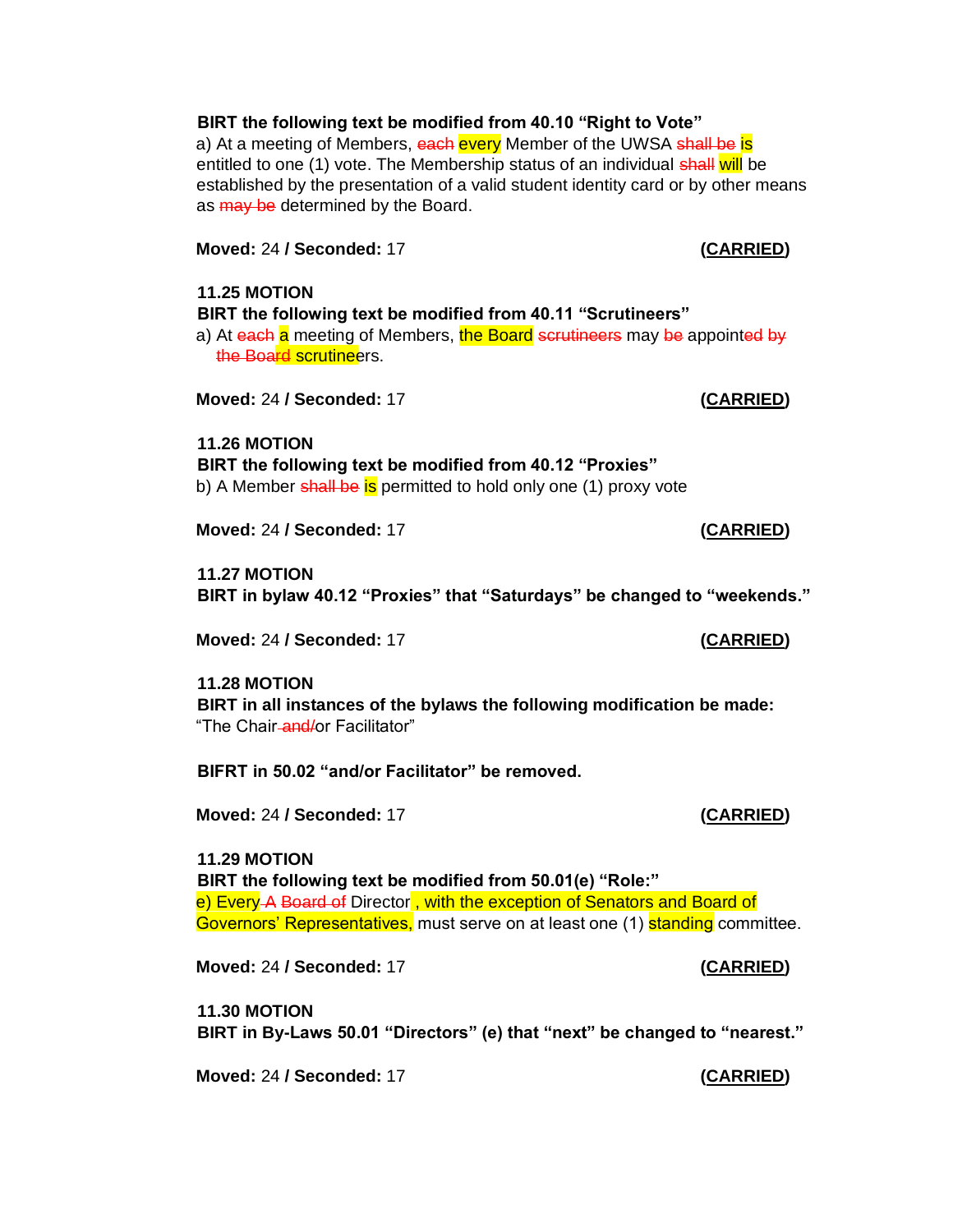**BIRT the following text be modified from 40.10 "Right to Vote"**

a) At a meeting of Members, ~~each~~ every Member of the UWSA ~~shall be~~ is entitled to one (1) vote. The Membership status of an individual ~~shall~~ will be established by the presentation of a valid student identity card or by other means as ~~may be~~ determined by the Board.

**Moved:** 24 **/ Seconded:** 17 **(CARRIED)**

**11.25 MOTION**

**BIRT the following text be modified from 40.11 "Scrutineers"**

a) At ~~each~~ a meeting of Members, the Board ~~scrutineers~~ may ~~be~~ appoint~~ed by the Board~~ scrutineers.

**Moved:** 24 **/ Seconded:** 17 **(CARRIED)**

**11.26 MOTION**

**BIRT the following text be modified from 40.12 "Proxies"**

b) A Member ~~shall be~~ is permitted to hold only one (1) proxy vote

**Moved:** 24 **/ Seconded:** 17 **(CARRIED)**

**11.27 MOTION**

**BIRT in bylaw 40.12 "Proxies" that "Saturdays" be changed to "weekends."**

**Moved:** 24 **/ Seconded:** 17 **(CARRIED)**

**11.28 MOTION**

**BIRT in all instances of the bylaws the following modification be made:**

"The Chair ~~and/~~or Facilitator"

**BIFRT in 50.02 "and/or Facilitator" be removed.**

**Moved:** 24 **/ Seconded:** 17 **(CARRIED)**

**11.29 MOTION**

**BIRT the following text be modified from 50.01(e) "Role:"**

e) Every ~~A Board of~~ Director, with the exception of Senators and Board of Governors' Representatives, must serve on at least one (1) standing committee.

**Moved:** 24 **/ Seconded:** 17 **(CARRIED)**

**11.30 MOTION**

**BIRT in By-Laws 50.01 "Directors" (e) that "next" be changed to "nearest."**

**Moved:** 24 **/ Seconded:** 17 **(CARRIED)**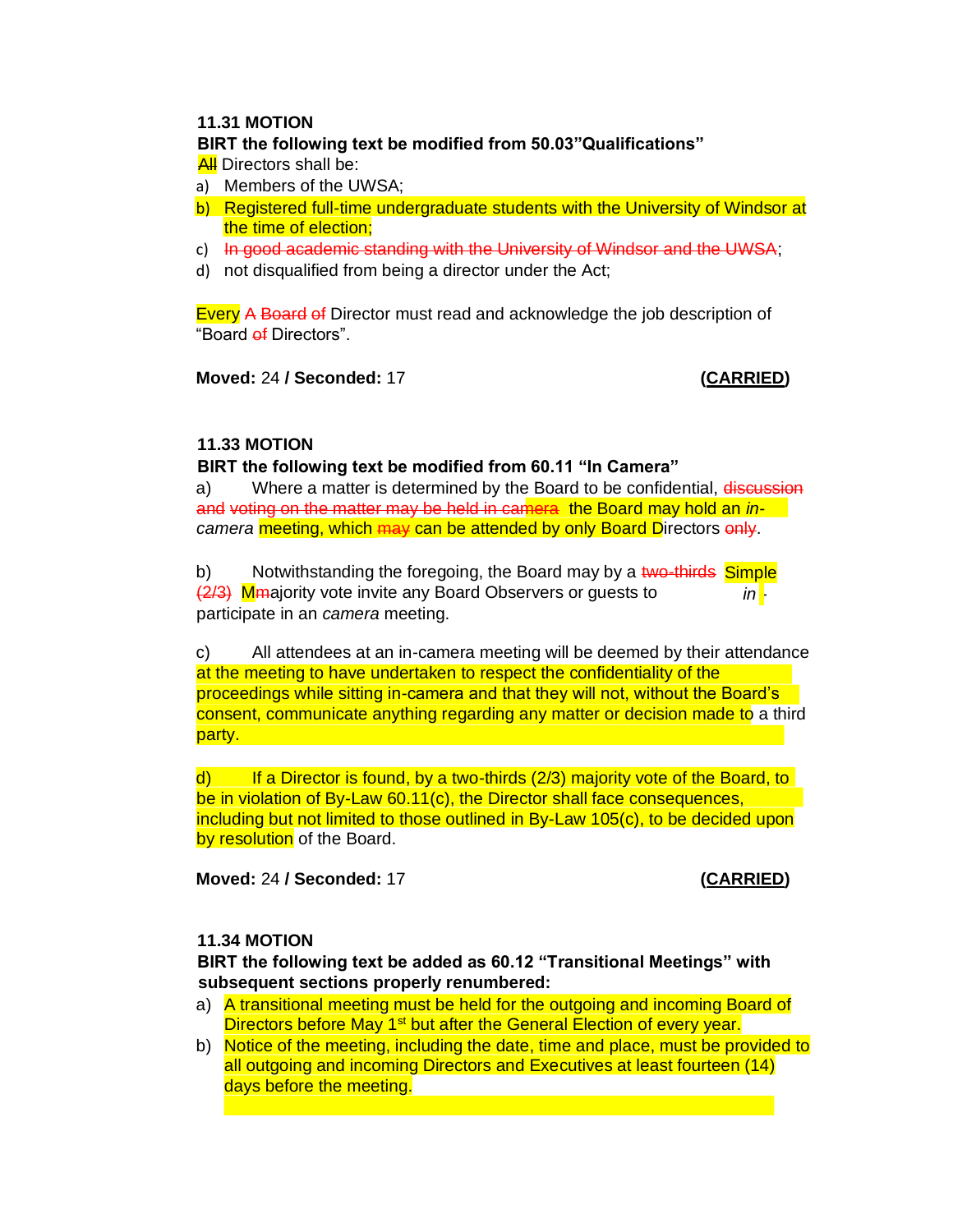**11.31 MOTION**

**BIRT the following text be modified from 50.03"Qualifications"**

~~All~~ Directors shall be:

a) Members of the UWSA;
b) Registered full-time undergraduate students with the University of Windsor at the time of election;
c) ~~In good academic standing with the University of Windsor and the UWSA~~;
d) not disqualified from being a director under the Act;

Every ~~A Board of~~ Director must read and acknowledge the job description of "Board ~~of~~ Directors".

**Moved:** 24 **/ Seconded:** 17 **(CARRIED)**

**11.33 MOTION**

**BIRT the following text be modified from 60.11 "In Camera"**

a) Where a matter is determined by the Board to be confidential, ~~discussion and voting on the matter may be held in camera~~ the Board may hold an *in-camera* meeting, which ~~may~~ can be attended by only Board Directors ~~only~~.

b) Notwithstanding the foregoing, the Board may by a ~~two-thirds (2/3)~~ Simple M~~m~~ajority vote invite any Board Observers or guests to participate in an *in-camera* meeting.

c) All attendees at an in-camera meeting will be deemed by their attendance at the meeting to have undertaken to respect the confidentiality of the proceedings while sitting in-camera and that they will not, without the Board's consent, communicate anything regarding any matter or decision made to a third party.

d) If a Director is found, by a two-thirds (2/3) majority vote of the Board, to be in violation of By-Law 60.11(c), the Director shall face consequences, including but not limited to those outlined in By-Law 105(c), to be decided upon by resolution of the Board.

**Moved:** 24 **/ Seconded:** 17 **(CARRIED)**

**11.34 MOTION**

**BIRT the following text be added as 60.12 "Transitional Meetings" with subsequent sections properly renumbered:**

a) A transitional meeting must be held for the outgoing and incoming Board of Directors before May 1st but after the General Election of every year.
b) Notice of the meeting, including the date, time and place, must be provided to all outgoing and incoming Directors and Executives at least fourteen (14) days before the meeting.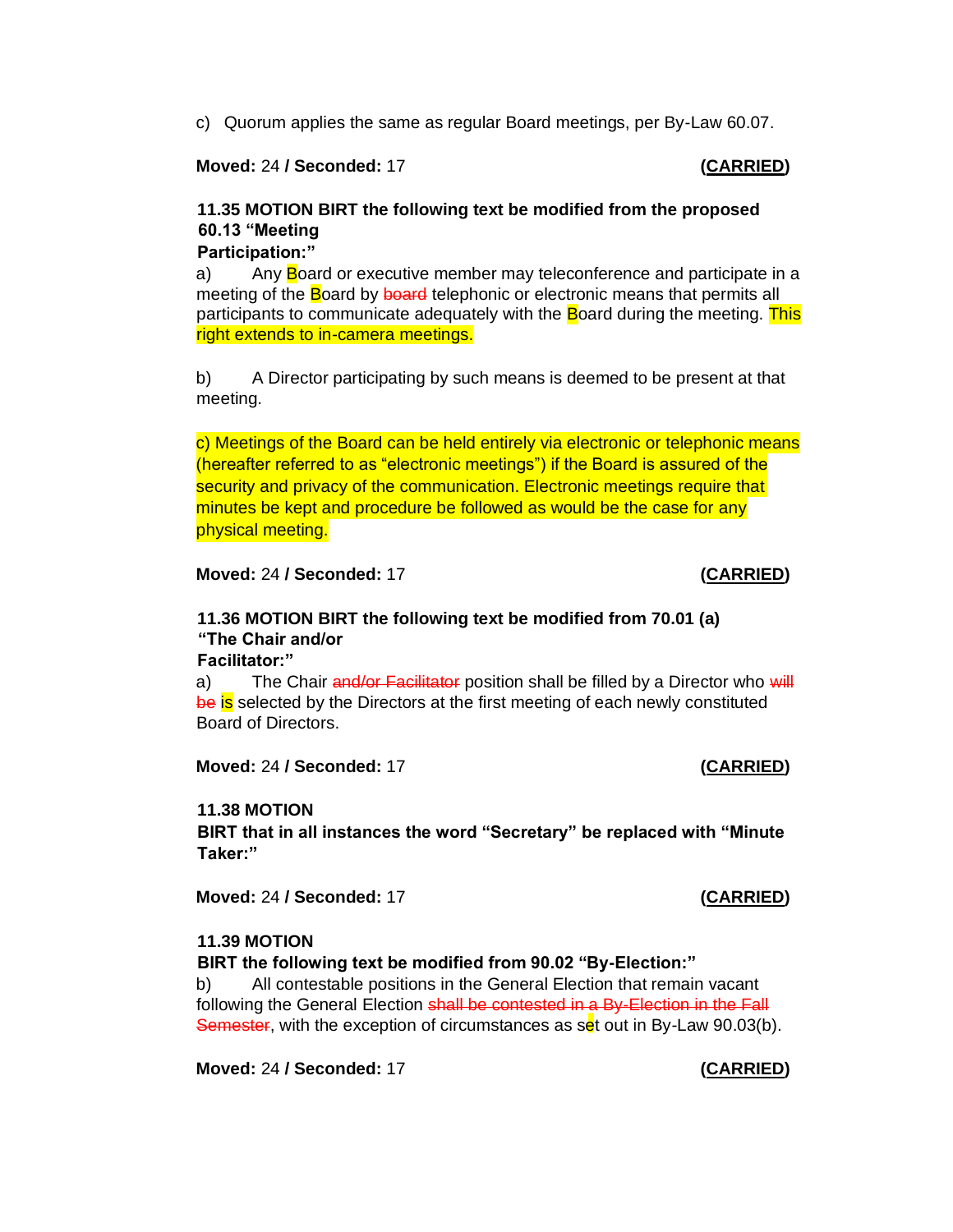c) Quorum applies the same as regular Board meetings, per By-Law 60.07.

**Moved:** 24 **/ Seconded:** 17 **(CARRIED)**

**11.35 MOTION BIRT the following text be modified from the proposed 60.13 "Meeting Participation:"**

a) Any Board or executive member may teleconference and participate in a meeting of the Board by ~~board~~ telephonic or electronic means that permits all participants to communicate adequately with the Board during the meeting. This right extends to in-camera meetings.

b) A Director participating by such means is deemed to be present at that meeting.

c) Meetings of the Board can be held entirely via electronic or telephonic means (hereafter referred to as "electronic meetings") if the Board is assured of the security and privacy of the communication. Electronic meetings require that minutes be kept and procedure be followed as would be the case for any physical meeting.

**Moved:** 24 **/ Seconded:** 17 **(CARRIED)**

**11.36 MOTION BIRT the following text be modified from 70.01 (a) "The Chair and/or Facilitator:"**

a) The Chair ~~and/or Facilitator~~ position shall be filled by a Director who ~~will be~~ is selected by the Directors at the first meeting of each newly constituted Board of Directors.

**Moved:** 24 **/ Seconded:** 17 **(CARRIED)**

**11.38 MOTION**

**BIRT that in all instances the word "Secretary" be replaced with "Minute Taker:"**

**Moved:** 24 **/ Seconded:** 17 **(CARRIED)**

**11.39 MOTION**

**BIRT the following text be modified from 90.02 "By-Election:"**

b) All contestable positions in the General Election that remain vacant following the General Election ~~shall be contested in a By-Election in the Fall Semester~~, with the exception of circumstances as set out in By-Law 90.03(b).

**Moved:** 24 **/ Seconded:** 17 **(CARRIED)**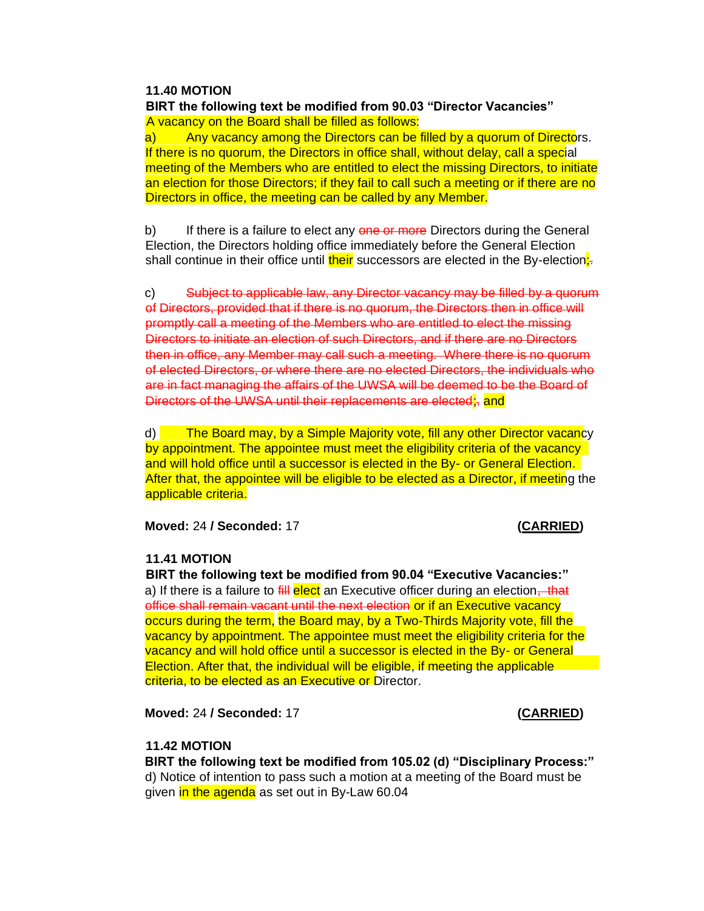**11.40 MOTION**

**BIRT the following text be modified from 90.03 “Director Vacancies”**

A vacancy on the Board shall be filled as follows:

a) Any vacancy among the Directors can be filled by a quorum of Directors. If there is no quorum, the Directors in office shall, without delay, call a special meeting of the Members who are entitled to elect the missing Directors, to initiate an election for those Directors; if they fail to call such a meeting or if there are no Directors in office, the meeting can be called by any Member.

b) If there is a failure to elect any ~~one or more~~ Directors during the General Election, the Directors holding office immediately before the General Election shall continue in their office until their successors are elected in the By-election;~~.~~

c) ~~Subject to applicable law, any Director vacancy may be filled by a quorum of Directors, provided that if there is no quorum, the Directors then in office will promptly call a meeting of the Members who are entitled to elect the missing Directors to initiate an election of such Directors, and if there are no Directors then in office, any Member may call such a meeting. Where there is no quorum of elected Directors, or where there are no elected Directors, the individuals who are in fact managing the affairs of the UWSA will be deemed to be the Board of Directors of the UWSA until their replacements are elected~~;~~.~~ and

d) The Board may, by a Simple Majority vote, fill any other Director vacancy by appointment. The appointee must meet the eligibility criteria of the vacancy and will hold office until a successor is elected in the By- or General Election. After that, the appointee will be eligible to be elected as a Director, if meeting the applicable criteria.

**Moved:** 24 **/ Seconded:** 17 **(CARRIED)**

**11.41 MOTION**

**BIRT the following text be modified from 90.04 “Executive Vacancies:”**

a) If there is a failure to ~~fill~~ elect an Executive officer during an election~~, that office shall remain vacant until the next election~~ or if an Executive vacancy occurs during the term, the Board may, by a Two-Thirds Majority vote, fill the vacancy by appointment. The appointee must meet the eligibility criteria for the vacancy and will hold office until a successor is elected in the By- or General Election. After that, the individual will be eligible, if meeting the applicable criteria, to be elected as an Executive or Director.

**Moved:** 24 **/ Seconded:** 17 **(CARRIED)**

**11.42 MOTION**

**BIRT the following text be modified from 105.02 (d) “Disciplinary Process:”**

d) Notice of intention to pass such a motion at a meeting of the Board must be given in the agenda as set out in By-Law 60.04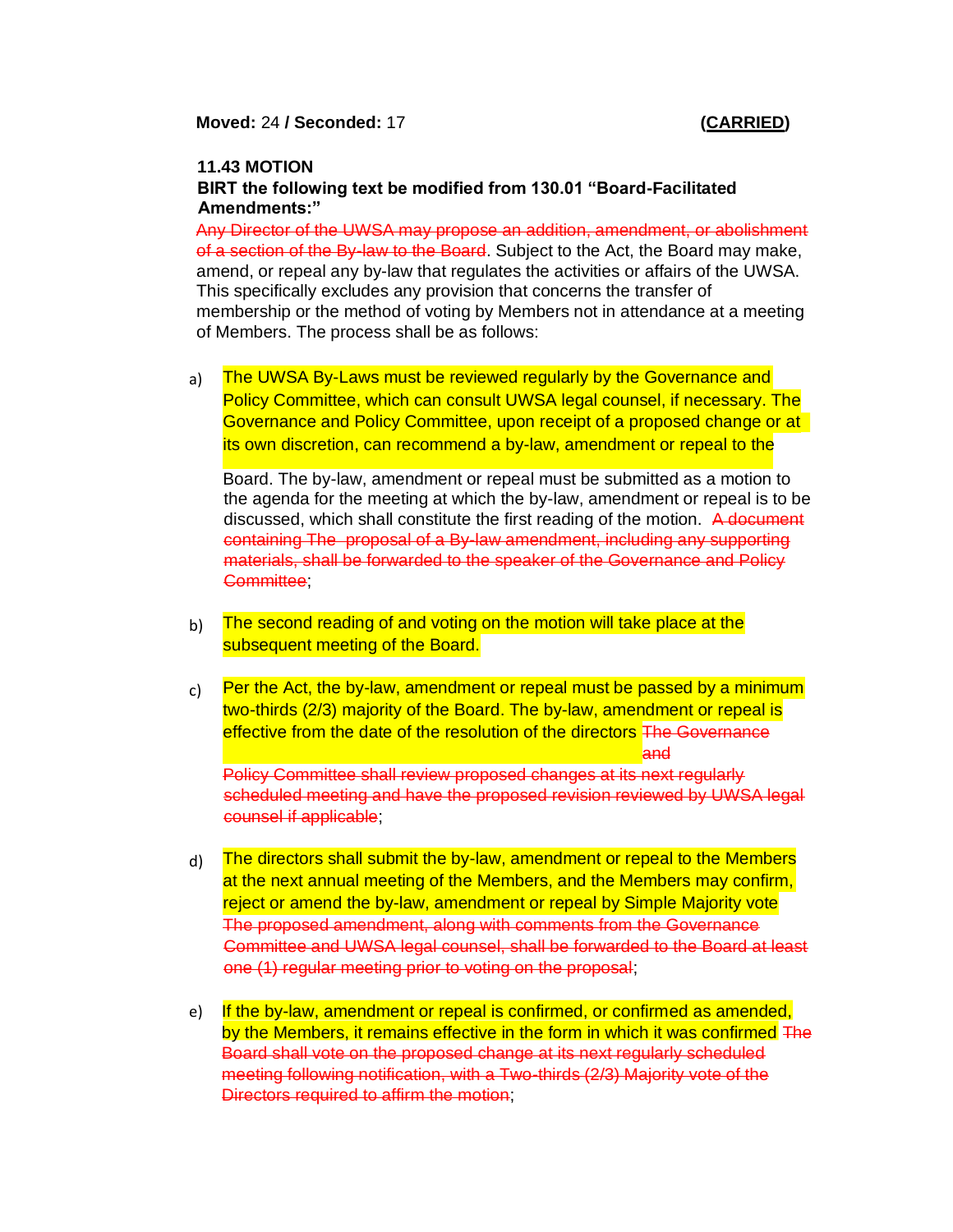**Moved:** 24 **/ Seconded:** 17 **(CARRIED)**

**11.43 MOTION**

**BIRT the following text be modified from 130.01 "Board-Facilitated Amendments:"**

~~Any Director of the UWSA may propose an addition, amendment, or abolishment of a section of the By-law to the Board~~. Subject to the Act, the Board may make, amend, or repeal any by-law that regulates the activities or affairs of the UWSA. This specifically excludes any provision that concerns the transfer of membership or the method of voting by Members not in attendance at a meeting of Members. The process shall be as follows:

a) The UWSA By-Laws must be reviewed regularly by the Governance and Policy Committee, which can consult UWSA legal counsel, if necessary. The Governance and Policy Committee, upon receipt of a proposed change or at its own discretion, can recommend a by-law, amendment or repeal to the Board. The by-law, amendment or repeal must be submitted as a motion to the agenda for the meeting at which the by-law, amendment or repeal is to be discussed, which shall constitute the first reading of the motion. ~~A document containing The proposal of a By-law amendment, including any supporting materials, shall be forwarded to the speaker of the Governance and Policy Committee~~;

b) The second reading of and voting on the motion will take place at the subsequent meeting of the Board.

c) Per the Act, the by-law, amendment or repeal must be passed by a minimum two-thirds (2/3) majority of the Board. The by-law, amendment or repeal is effective from the date of the resolution of the directors ~~The Governance and Policy Committee shall review proposed changes at its next regularly scheduled meeting and have the proposed revision reviewed by UWSA legal counsel if applicable~~;

d) The directors shall submit the by-law, amendment or repeal to the Members at the next annual meeting of the Members, and the Members may confirm, reject or amend the by-law, amendment or repeal by Simple Majority vote ~~The proposed amendment, along with comments from the Governance Committee and UWSA legal counsel, shall be forwarded to the Board at least one (1) regular meeting prior to voting on the proposal~~;

e) If the by-law, amendment or repeal is confirmed, or confirmed as amended, by the Members, it remains effective in the form in which it was confirmed ~~The Board shall vote on the proposed change at its next regularly scheduled meeting following notification, with a Two-thirds (2/3) Majority vote of the Directors required to affirm the motion~~;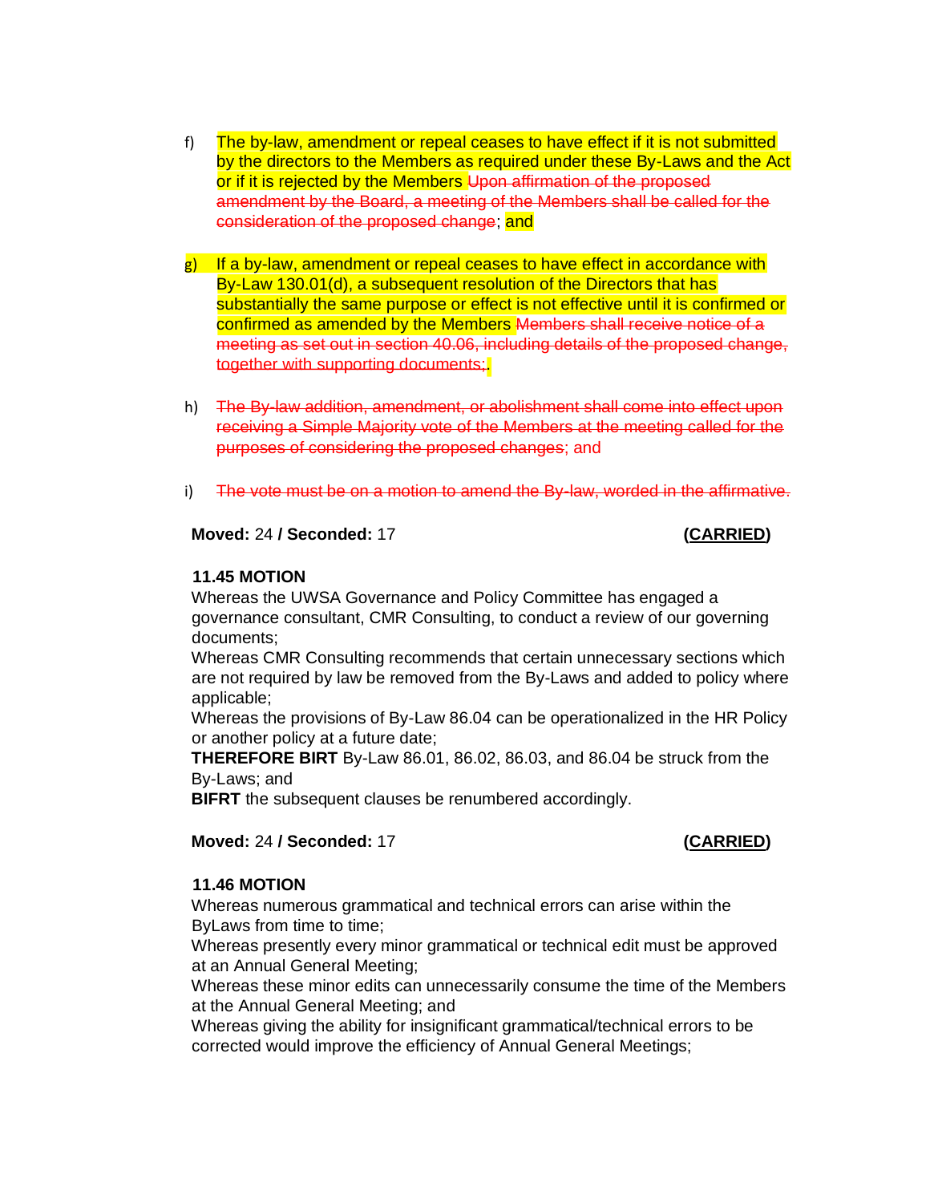f) The by-law, amendment or repeal ceases to have effect if it is not submitted by the directors to the Members as required under these By-Laws and the Act or if it is rejected by the Members ~~Upon affirmation of the proposed amendment by the Board, a meeting of the Members shall be called for the consideration of the proposed change~~; and

g) If a by-law, amendment or repeal ceases to have effect in accordance with By-Law 130.01(d), a subsequent resolution of the Directors that has substantially the same purpose or effect is not effective until it is confirmed or confirmed as amended by the Members ~~Members shall receive notice of a meeting as set out in section 40.06, including details of the proposed change, together with supporting documents;~~.

h) ~~The By-law addition, amendment, or abolishment shall come into effect upon receiving a Simple Majority vote of the Members at the meeting called for the purposes of considering the proposed changes~~; and

i) ~~The vote must be on a motion to amend the By-law, worded in the affirmative.~~

**Moved:** 24 **/ Seconded:** 17 **(CARRIED)**

**11.45 MOTION**

Whereas the UWSA Governance and Policy Committee has engaged a governance consultant, CMR Consulting, to conduct a review of our governing documents;

Whereas CMR Consulting recommends that certain unnecessary sections which are not required by law be removed from the By-Laws and added to policy where applicable;

Whereas the provisions of By-Law 86.04 can be operationalized in the HR Policy or another policy at a future date;

**THEREFORE BIRT** By-Law 86.01, 86.02, 86.03, and 86.04 be struck from the By-Laws; and

**BIFRT** the subsequent clauses be renumbered accordingly.

**Moved:** 24 **/ Seconded:** 17 **(CARRIED)**

**11.46 MOTION**

Whereas numerous grammatical and technical errors can arise within the ByLaws from time to time;

Whereas presently every minor grammatical or technical edit must be approved at an Annual General Meeting;

Whereas these minor edits can unnecessarily consume the time of the Members at the Annual General Meeting; and

Whereas giving the ability for insignificant grammatical/technical errors to be corrected would improve the efficiency of Annual General Meetings;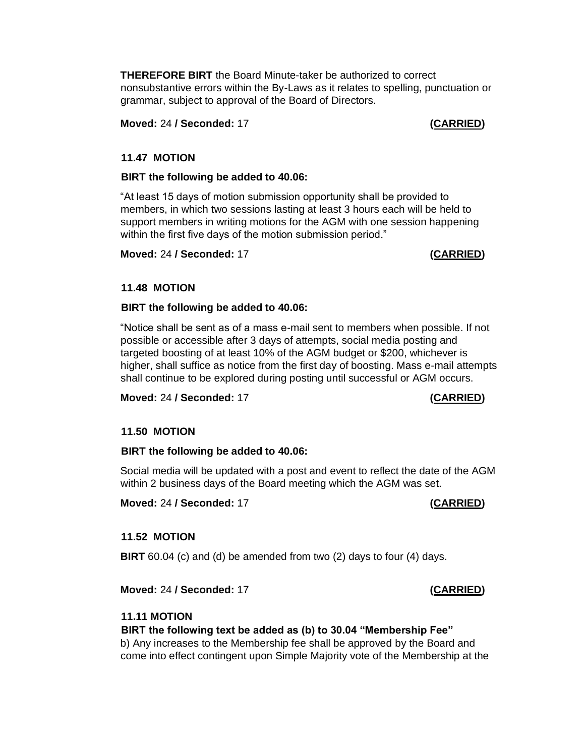**THEREFORE BIRT** the Board Minute-taker be authorized to correct nonsubstantive errors within the By-Laws as it relates to spelling, punctuation or grammar, subject to approval of the Board of Directors.

**Moved:** 24 **/ Seconded:** 17 **(CARRIED)**

**11.47 MOTION**

**BIRT the following be added to 40.06:**

"At least 15 days of motion submission opportunity shall be provided to members, in which two sessions lasting at least 3 hours each will be held to support members in writing motions for the AGM with one session happening within the first five days of the motion submission period."

**Moved:** 24 **/ Seconded:** 17 **(CARRIED)**

**11.48 MOTION**

**BIRT the following be added to 40.06:**

"Notice shall be sent as of a mass e-mail sent to members when possible. If not possible or accessible after 3 days of attempts, social media posting and targeted boosting of at least 10% of the AGM budget or $200, whichever is higher, shall suffice as notice from the first day of boosting. Mass e-mail attempts shall continue to be explored during posting until successful or AGM occurs.

**Moved:** 24 **/ Seconded:** 17 **(CARRIED)**

**11.50 MOTION**

**BIRT the following be added to 40.06:**

Social media will be updated with a post and event to reflect the date of the AGM within 2 business days of the Board meeting which the AGM was set.

**Moved:** 24 **/ Seconded:** 17 **(CARRIED)**

**11.52 MOTION**

**BIRT** 60.04 (c) and (d) be amended from two (2) days to four (4) days.

**Moved:** 24 **/ Seconded:** 17 **(CARRIED)**

**11.11 MOTION**

**BIRT the following text be added as (b) to 30.04 "Membership Fee"**

b) Any increases to the Membership fee shall be approved by the Board and come into effect contingent upon Simple Majority vote of the Membership at the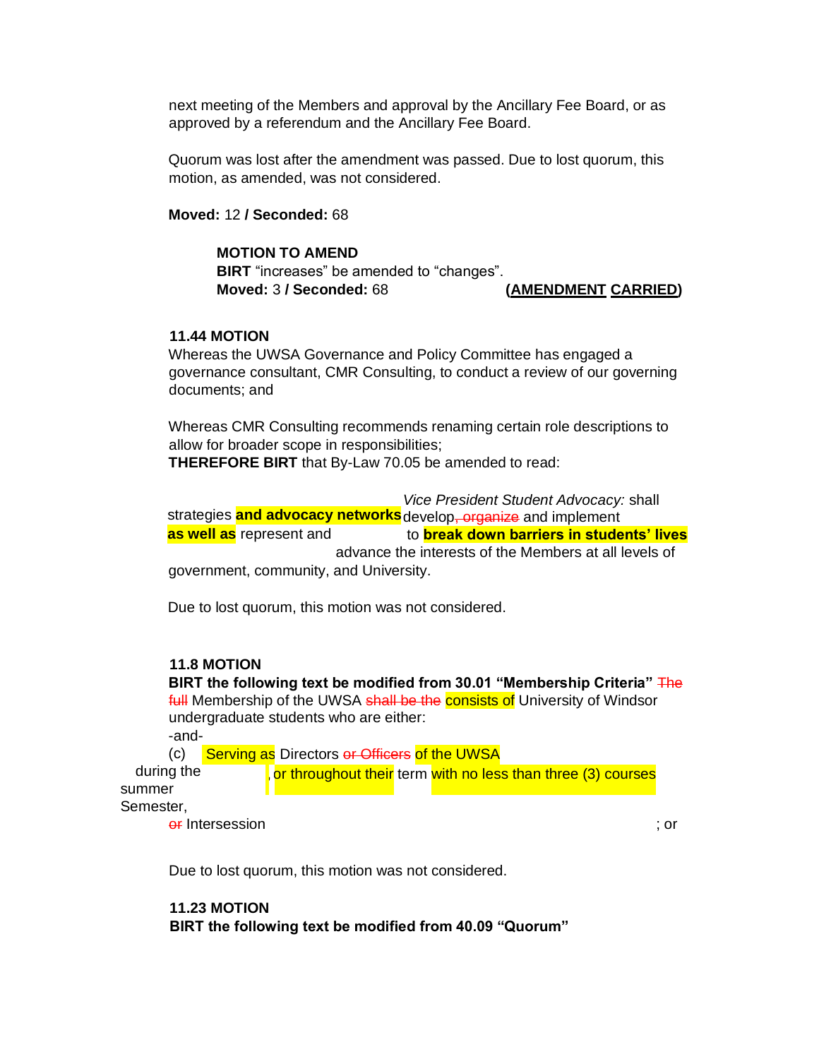next meeting of the Members and approval by the Ancillary Fee Board, or as approved by a referendum and the Ancillary Fee Board.

Quorum was lost after the amendment was passed. Due to lost quorum, this motion, as amended, was not considered.

**Moved:** 12 **/ Seconded:** 68

> **MOTION TO AMEND**
> **BIRT** "increases" be amended to "changes".
> **Moved:** 3 **/ Seconded:** 68 **(AMENDMENT CARRIED)**

**11.44 MOTION**

Whereas the UWSA Governance and Policy Committee has engaged a governance consultant, CMR Consulting, to conduct a review of our governing documents; and

Whereas CMR Consulting recommends renaming certain role descriptions to allow for broader scope in responsibilities;
**THEREFORE BIRT** that By-Law 70.05 be amended to read:

*Vice President Student Advocacy:* shall develop~~, organize~~ and implement strategies **and advocacy networks** to **break down barriers in students' lives** **as well as** represent and advance the interests of the Members at all levels of government, community, and University.

Due to lost quorum, this motion was not considered.

**11.8 MOTION**

**BIRT the following text be modified from 30.01 "Membership Criteria"** ~~The full~~ Membership of the UWSA ~~shall be the~~ consists of University of Windsor undergraduate students who are either:

-and-

(c) Serving as Directors ~~or Officers~~ of the UWSA during the summer Semester, ~~or~~ Intersession, or throughout their term with no less than three (3) courses; or

Due to lost quorum, this motion was not considered.

**11.23 MOTION**

**BIRT the following text be modified from 40.09 "Quorum"**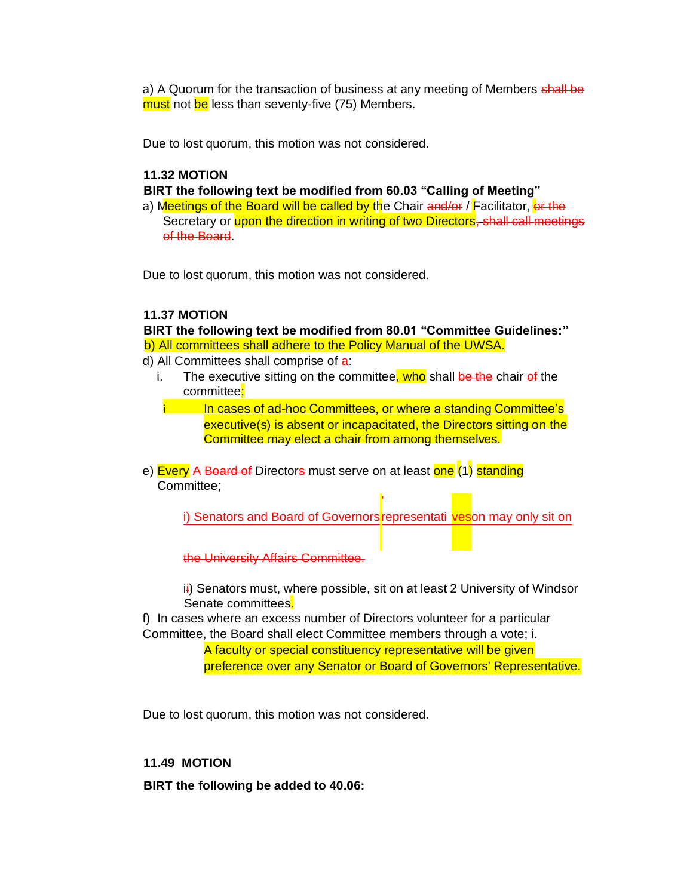a) A Quorum for the transaction of business at any meeting of Members ~~shall be~~ must not be less than seventy-five (75) Members.

Due to lost quorum, this motion was not considered.

**11.32 MOTION**

**BIRT the following text be modified from 60.03 "Calling of Meeting"**

a) Meetings of the Board will be called by the Chair ~~and/or~~ / Facilitator, ~~or the~~ Secretary or upon the direction in writing of two Directors~~, shall call meetings of the Board~~.

Due to lost quorum, this motion was not considered.

**11.37 MOTION**

**BIRT the following text be modified from 80.01 "Committee Guidelines:"**

b) All committees shall adhere to the Policy Manual of the UWSA.

d) All Committees shall comprise of ~~a~~:

i. The executive sitting on the committee, who shall ~~be the~~ chair ~~of~~ the committee;

i In cases of ad-hoc Committees, or where a standing Committee's executive(s) is absent or incapacitated, the Directors sitting on the Committee may elect a chair from among themselves.

e) Every ~~A Board of~~ Director~~s~~ must serve on at least one (1) standing Committee;

~~i) Senators and Board of Governors representatives may only sit on the University Affairs Committee.~~

i~~i~~) Senators must, where possible, sit on at least 2 University of Windsor Senate committees.

f) In cases where an excess number of Directors volunteer for a particular Committee, the Board shall elect Committee members through a vote; i.

A faculty or special constituency representative will be given preference over any Senator or Board of Governors' Representative.

Due to lost quorum, this motion was not considered.

**11.49 MOTION**

**BIRT the following be added to 40.06:**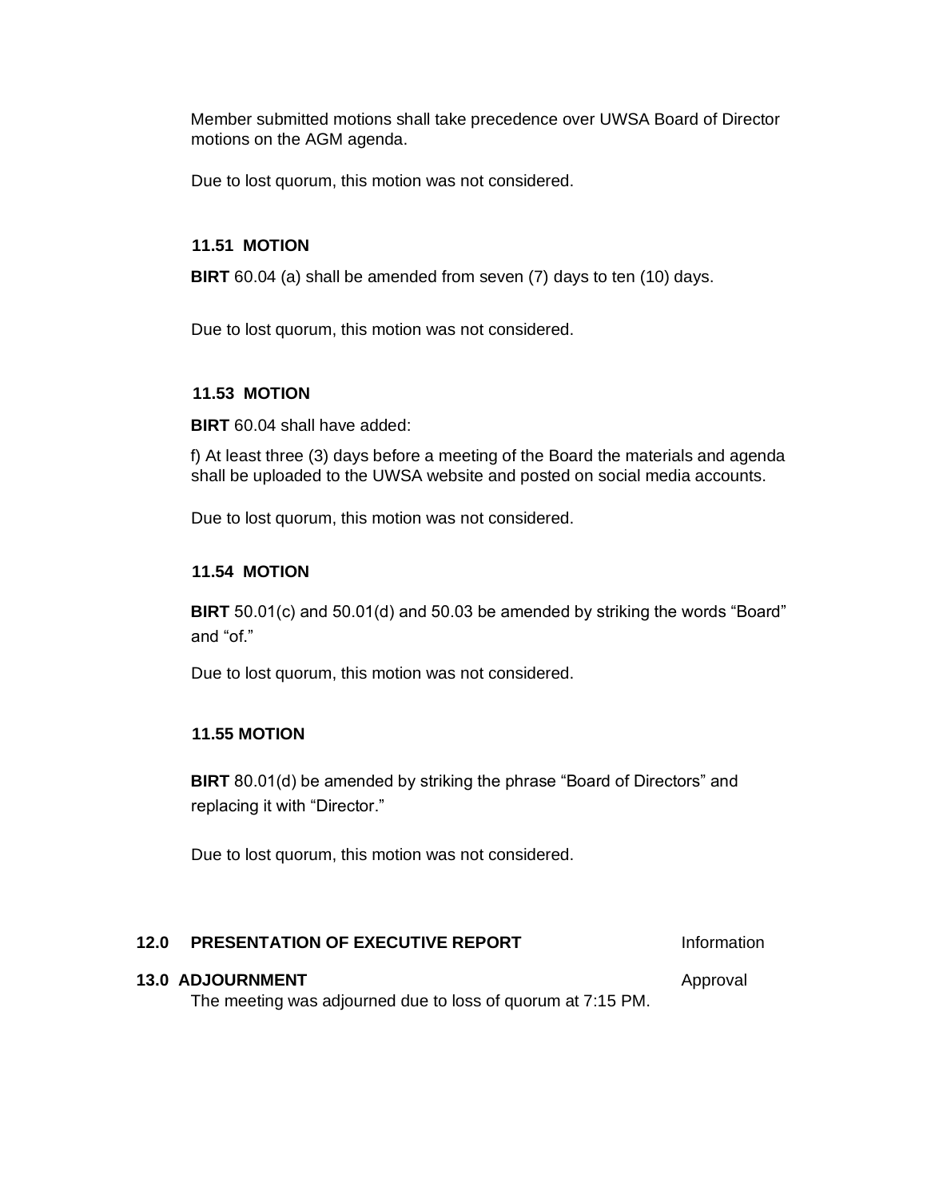Member submitted motions shall take precedence over UWSA Board of Director motions on the AGM agenda.

Due to lost quorum, this motion was not considered.

### 11.51 MOTION

**BIRT** 60.04 (a) shall be amended from seven (7) days to ten (10) days.

Due to lost quorum, this motion was not considered.

### 11.53 MOTION

**BIRT** 60.04 shall have added:

f) At least three (3) days before a meeting of the Board the materials and agenda shall be uploaded to the UWSA website and posted on social media accounts.

Due to lost quorum, this motion was not considered.

### 11.54 MOTION

**BIRT** 50.01(c) and 50.01(d) and 50.03 be amended by striking the words "Board" and "of."

Due to lost quorum, this motion was not considered.

### 11.55 MOTION

**BIRT** 80.01(d) be amended by striking the phrase "Board of Directors" and replacing it with "Director."

Due to lost quorum, this motion was not considered.

## 12.0 PRESENTATION OF EXECUTIVE REPORT — Information

## 13.0 ADJOURNMENT — Approval

The meeting was adjourned due to loss of quorum at 7:15 PM.